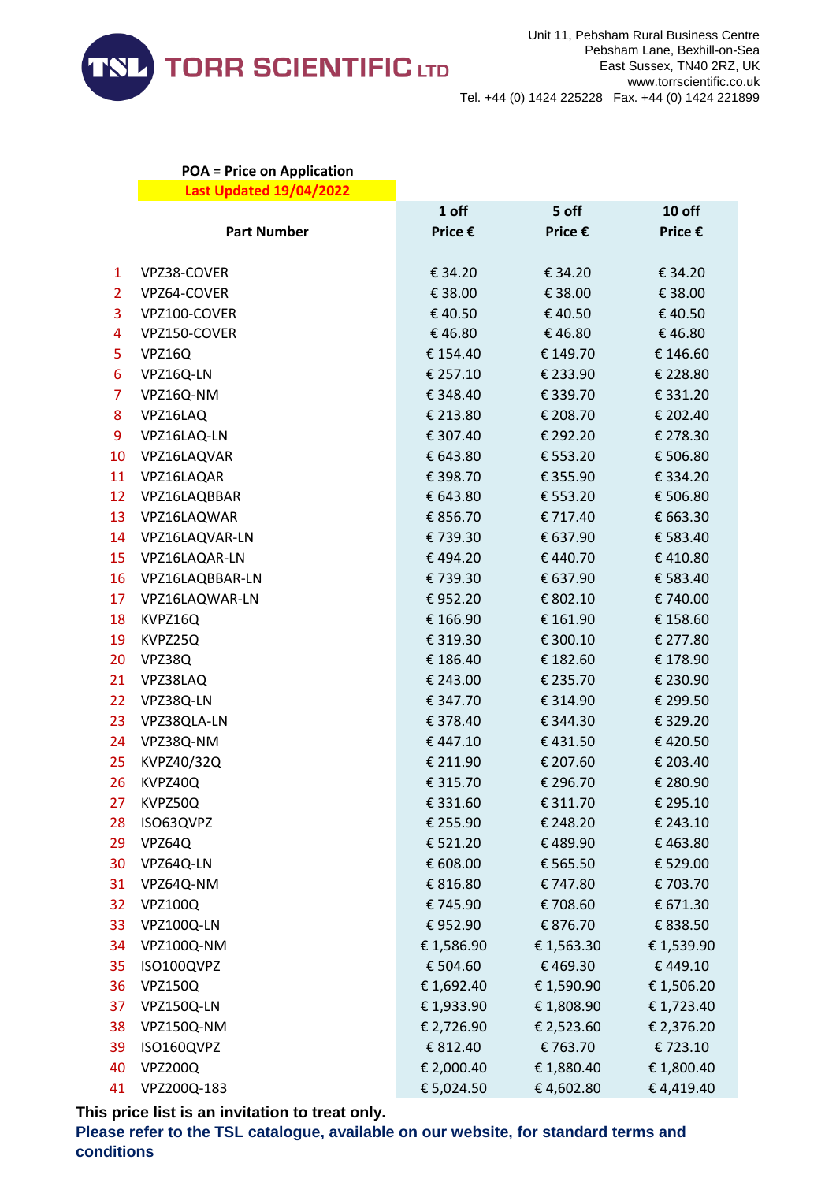TORR SCIENTIFIC LTD

Unit 11, Pebsham Rural Business Centre
Pebsham Lane, Bexhill-on-Sea
East Sussex, TN40 2RZ, UK
www.torrscientific.co.uk
Tel. +44 (0) 1424 225228 Fax. +44 (0) 1424 221899

**POA = Price on Application**

**Last Updated 19/04/2022**

| | Part Number | 1 off Price € | 5 off Price € | 10 off Price € |
|---|---|---|---|---|
| 1 | VPZ38-COVER | € 34.20 | € 34.20 | € 34.20 |
| 2 | VPZ64-COVER | € 38.00 | € 38.00 | € 38.00 |
| 3 | VPZ100-COVER | € 40.50 | € 40.50 | € 40.50 |
| 4 | VPZ150-COVER | € 46.80 | € 46.80 | € 46.80 |
| 5 | VPZ16Q | € 154.40 | € 149.70 | € 146.60 |
| 6 | VPZ16Q-LN | € 257.10 | € 233.90 | € 228.80 |
| 7 | VPZ16Q-NM | € 348.40 | € 339.70 | € 331.20 |
| 8 | VPZ16LAQ | € 213.80 | € 208.70 | € 202.40 |
| 9 | VPZ16LAQ-LN | € 307.40 | € 292.20 | € 278.30 |
| 10 | VPZ16LAQVAR | € 643.80 | € 553.20 | € 506.80 |
| 11 | VPZ16LAQAR | € 398.70 | € 355.90 | € 334.20 |
| 12 | VPZ16LAQBBAR | € 643.80 | € 553.20 | € 506.80 |
| 13 | VPZ16LAQWAR | € 856.70 | € 717.40 | € 663.30 |
| 14 | VPZ16LAQVAR-LN | € 739.30 | € 637.90 | € 583.40 |
| 15 | VPZ16LAQAR-LN | € 494.20 | € 440.70 | € 410.80 |
| 16 | VPZ16LAQBBAR-LN | € 739.30 | € 637.90 | € 583.40 |
| 17 | VPZ16LAQWAR-LN | € 952.20 | € 802.10 | € 740.00 |
| 18 | KVPZ16Q | € 166.90 | € 161.90 | € 158.60 |
| 19 | KVPZ25Q | € 319.30 | € 300.10 | € 277.80 |
| 20 | VPZ38Q | € 186.40 | € 182.60 | € 178.90 |
| 21 | VPZ38LAQ | € 243.00 | € 235.70 | € 230.90 |
| 22 | VPZ38Q-LN | € 347.70 | € 314.90 | € 299.50 |
| 23 | VPZ38QLA-LN | € 378.40 | € 344.30 | € 329.20 |
| 24 | VPZ38Q-NM | € 447.10 | € 431.50 | € 420.50 |
| 25 | KVPZ40/32Q | € 211.90 | € 207.60 | € 203.40 |
| 26 | KVPZ40Q | € 315.70 | € 296.70 | € 280.90 |
| 27 | KVPZ50Q | € 331.60 | € 311.70 | € 295.10 |
| 28 | ISO63QVPZ | € 255.90 | € 248.20 | € 243.10 |
| 29 | VPZ64Q | € 521.20 | € 489.90 | € 463.80 |
| 30 | VPZ64Q-LN | € 608.00 | € 565.50 | € 529.00 |
| 31 | VPZ64Q-NM | € 816.80 | € 747.80 | € 703.70 |
| 32 | VPZ100Q | € 745.90 | € 708.60 | € 671.30 |
| 33 | VPZ100Q-LN | € 952.90 | € 876.70 | € 838.50 |
| 34 | VPZ100Q-NM | € 1,586.90 | € 1,563.30 | € 1,539.90 |
| 35 | ISO100QVPZ | € 504.60 | € 469.30 | € 449.10 |
| 36 | VPZ150Q | € 1,692.40 | € 1,590.90 | € 1,506.20 |
| 37 | VPZ150Q-LN | € 1,933.90 | € 1,808.90 | € 1,723.40 |
| 38 | VPZ150Q-NM | € 2,726.90 | € 2,523.60 | € 2,376.20 |
| 39 | ISO160QVPZ | € 812.40 | € 763.70 | € 723.10 |
| 40 | VPZ200Q | € 2,000.40 | € 1,880.40 | € 1,800.40 |
| 41 | VPZ200Q-183 | € 5,024.50 | € 4,602.80 | € 4,419.40 |

**This price list is an invitation to treat only.**

**Please refer to the TSL catalogue, available on our website, for standard terms and conditions**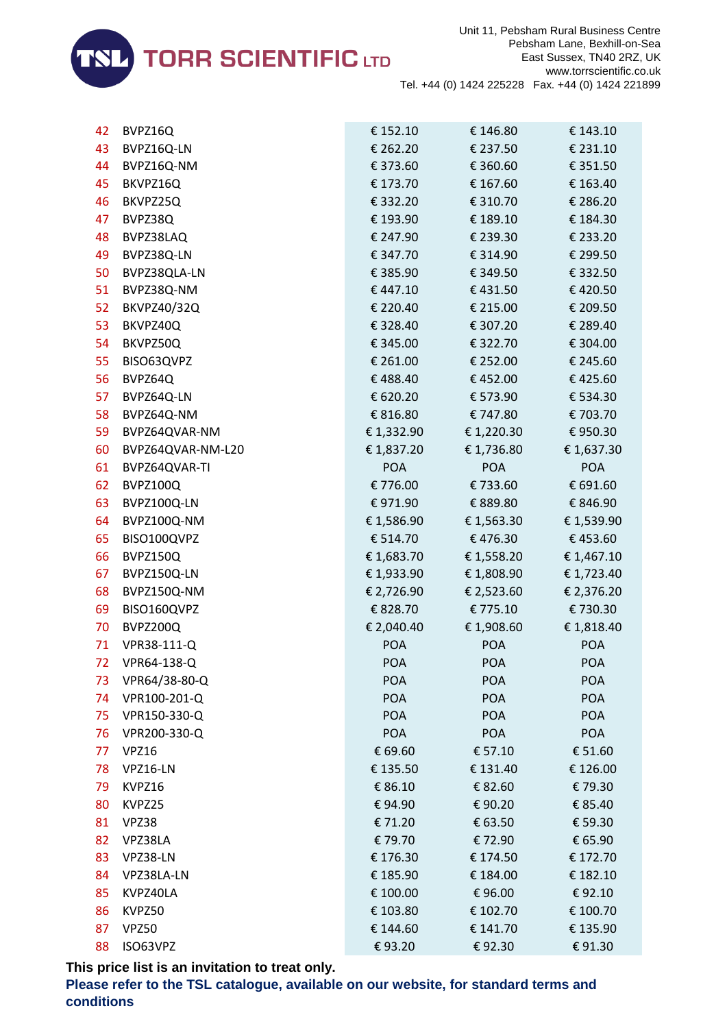| | | | | |
|---|---|---|---|---|
| 42 | BVPZ16Q | € 152.10 | € 146.80 | € 143.10 |
| 43 | BVPZ16Q-LN | € 262.20 | € 237.50 | € 231.10 |
| 44 | BVPZ16Q-NM | € 373.60 | € 360.60 | € 351.50 |
| 45 | BKVPZ16Q | € 173.70 | € 167.60 | € 163.40 |
| 46 | BKVPZ25Q | € 332.20 | € 310.70 | € 286.20 |
| 47 | BVPZ38Q | € 193.90 | € 189.10 | € 184.30 |
| 48 | BVPZ38LAQ | € 247.90 | € 239.30 | € 233.20 |
| 49 | BVPZ38Q-LN | € 347.70 | € 314.90 | € 299.50 |
| 50 | BVPZ38QLA-LN | € 385.90 | € 349.50 | € 332.50 |
| 51 | BVPZ38Q-NM | € 447.10 | € 431.50 | € 420.50 |
| 52 | BKVPZ40/32Q | € 220.40 | € 215.00 | € 209.50 |
| 53 | BKVPZ40Q | € 328.40 | € 307.20 | € 289.40 |
| 54 | BKVPZ50Q | € 345.00 | € 322.70 | € 304.00 |
| 55 | BISO63QVPZ | € 261.00 | € 252.00 | € 245.60 |
| 56 | BVPZ64Q | € 488.40 | € 452.00 | € 425.60 |
| 57 | BVPZ64Q-LN | € 620.20 | € 573.90 | € 534.30 |
| 58 | BVPZ64Q-NM | € 816.80 | € 747.80 | € 703.70 |
| 59 | BVPZ64QVAR-NM | € 1,332.90 | € 1,220.30 | € 950.30 |
| 60 | BVPZ64QVAR-NM-L20 | € 1,837.20 | € 1,736.80 | € 1,637.30 |
| 61 | BVPZ64QVAR-TI | POA | POA | POA |
| 62 | BVPZ100Q | € 776.00 | € 733.60 | € 691.60 |
| 63 | BVPZ100Q-LN | € 971.90 | € 889.80 | € 846.90 |
| 64 | BVPZ100Q-NM | € 1,586.90 | € 1,563.30 | € 1,539.90 |
| 65 | BISO100QVPZ | € 514.70 | € 476.30 | € 453.60 |
| 66 | BVPZ150Q | € 1,683.70 | € 1,558.20 | € 1,467.10 |
| 67 | BVPZ150Q-LN | € 1,933.90 | € 1,808.90 | € 1,723.40 |
| 68 | BVPZ150Q-NM | € 2,726.90 | € 2,523.60 | € 2,376.20 |
| 69 | BISO160QVPZ | € 828.70 | € 775.10 | € 730.30 |
| 70 | BVPZ200Q | € 2,040.40 | € 1,908.60 | € 1,818.40 |
| 71 | VPR38-111-Q | POA | POA | POA |
| 72 | VPR64-138-Q | POA | POA | POA |
| 73 | VPR64/38-80-Q | POA | POA | POA |
| 74 | VPR100-201-Q | POA | POA | POA |
| 75 | VPR150-330-Q | POA | POA | POA |
| 76 | VPR200-330-Q | POA | POA | POA |
| 77 | VPZ16 | € 69.60 | € 57.10 | € 51.60 |
| 78 | VPZ16-LN | € 135.50 | € 131.40 | € 126.00 |
| 79 | KVPZ16 | € 86.10 | € 82.60 | € 79.30 |
| 80 | KVPZ25 | € 94.90 | € 90.20 | € 85.40 |
| 81 | VPZ38 | € 71.20 | € 63.50 | € 59.30 |
| 82 | VPZ38LA | € 79.70 | € 72.90 | € 65.90 |
| 83 | VPZ38-LN | € 176.30 | € 174.50 | € 172.70 |
| 84 | VPZ38LA-LN | € 185.90 | € 184.00 | € 182.10 |
| 85 | KVPZ40LA | € 100.00 | € 96.00 | € 92.10 |
| 86 | KVPZ50 | € 103.80 | € 102.70 | € 100.70 |
| 87 | VPZ50 | € 144.60 | € 141.70 | € 135.90 |
| 88 | ISO63VPZ | € 93.20 | € 92.30 | € 91.30 |

**This price list is an invitation to treat only.**

**Please refer to the TSL catalogue, available on our website, for standard terms and conditions**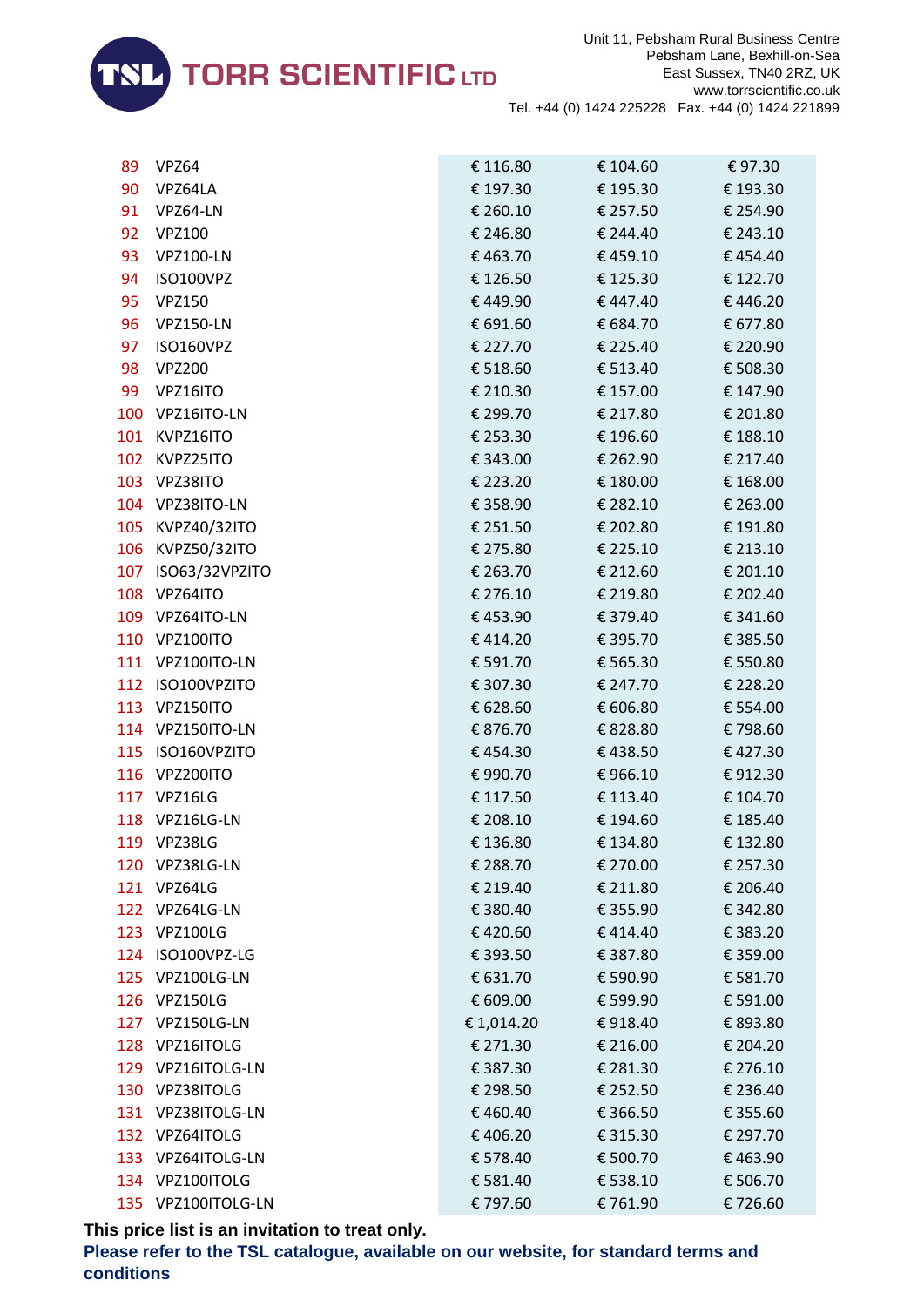| | | | | |
|---|---|---|---|---|
| 89 | VPZ64 | € 116.80 | € 104.60 | € 97.30 |
| 90 | VPZ64LA | € 197.30 | € 195.30 | € 193.30 |
| 91 | VPZ64-LN | € 260.10 | € 257.50 | € 254.90 |
| 92 | VPZ100 | € 246.80 | € 244.40 | € 243.10 |
| 93 | VPZ100-LN | € 463.70 | € 459.10 | € 454.40 |
| 94 | ISO100VPZ | € 126.50 | € 125.30 | € 122.70 |
| 95 | VPZ150 | € 449.90 | € 447.40 | € 446.20 |
| 96 | VPZ150-LN | € 691.60 | € 684.70 | € 677.80 |
| 97 | ISO160VPZ | € 227.70 | € 225.40 | € 220.90 |
| 98 | VPZ200 | € 518.60 | € 513.40 | € 508.30 |
| 99 | VPZ16ITO | € 210.30 | € 157.00 | € 147.90 |
| 100 | VPZ16ITO-LN | € 299.70 | € 217.80 | € 201.80 |
| 101 | KVPZ16ITO | € 253.30 | € 196.60 | € 188.10 |
| 102 | KVPZ25ITO | € 343.00 | € 262.90 | € 217.40 |
| 103 | VPZ38ITO | € 223.20 | € 180.00 | € 168.00 |
| 104 | VPZ38ITO-LN | € 358.90 | € 282.10 | € 263.00 |
| 105 | KVPZ40/32ITO | € 251.50 | € 202.80 | € 191.80 |
| 106 | KVPZ50/32ITO | € 275.80 | € 225.10 | € 213.10 |
| 107 | ISO63/32VPZITO | € 263.70 | € 212.60 | € 201.10 |
| 108 | VPZ64ITO | € 276.10 | € 219.80 | € 202.40 |
| 109 | VPZ64ITO-LN | € 453.90 | € 379.40 | € 341.60 |
| 110 | VPZ100ITO | € 414.20 | € 395.70 | € 385.50 |
| 111 | VPZ100ITO-LN | € 591.70 | € 565.30 | € 550.80 |
| 112 | ISO100VPZITO | € 307.30 | € 247.70 | € 228.20 |
| 113 | VPZ150ITO | € 628.60 | € 606.80 | € 554.00 |
| 114 | VPZ150ITO-LN | € 876.70 | € 828.80 | € 798.60 |
| 115 | ISO160VPZITO | € 454.30 | € 438.50 | € 427.30 |
| 116 | VPZ200ITO | € 990.70 | € 966.10 | € 912.30 |
| 117 | VPZ16LG | € 117.50 | € 113.40 | € 104.70 |
| 118 | VPZ16LG-LN | € 208.10 | € 194.60 | € 185.40 |
| 119 | VPZ38LG | € 136.80 | € 134.80 | € 132.80 |
| 120 | VPZ38LG-LN | € 288.70 | € 270.00 | € 257.30 |
| 121 | VPZ64LG | € 219.40 | € 211.80 | € 206.40 |
| 122 | VPZ64LG-LN | € 380.40 | € 355.90 | € 342.80 |
| 123 | VPZ100LG | € 420.60 | € 414.40 | € 383.20 |
| 124 | ISO100VPZ-LG | € 393.50 | € 387.80 | € 359.00 |
| 125 | VPZ100LG-LN | € 631.70 | € 590.90 | € 581.70 |
| 126 | VPZ150LG | € 609.00 | € 599.90 | € 591.00 |
| 127 | VPZ150LG-LN | € 1,014.20 | € 918.40 | € 893.80 |
| 128 | VPZ16ITOLG | € 271.30 | € 216.00 | € 204.20 |
| 129 | VPZ16ITOLG-LN | € 387.30 | € 281.30 | € 276.10 |
| 130 | VPZ38ITOLG | € 298.50 | € 252.50 | € 236.40 |
| 131 | VPZ38ITOLG-LN | € 460.40 | € 366.50 | € 355.60 |
| 132 | VPZ64ITOLG | € 406.20 | € 315.30 | € 297.70 |
| 133 | VPZ64ITOLG-LN | € 578.40 | € 500.70 | € 463.90 |
| 134 | VPZ100ITOLG | € 581.40 | € 538.10 | € 506.70 |
| 135 | VPZ100ITOLG-LN | € 797.60 | € 761.90 | € 726.60 |

**This price list is an invitation to treat only.**

**Please refer to the TSL catalogue, available on our website, for standard terms and conditions**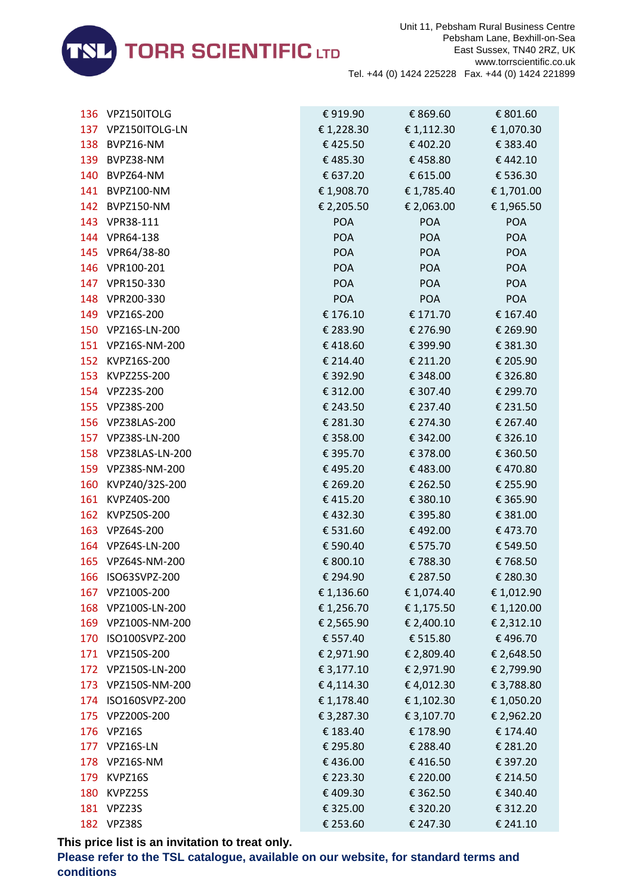| | | | | |
|---|---|---|---|---|
| 136 | VPZ150ITOLG | € 919.90 | € 869.60 | € 801.60 |
| 137 | VPZ150ITOLG-LN | € 1,228.30 | € 1,112.30 | € 1,070.30 |
| 138 | BVPZ16-NM | € 425.50 | € 402.20 | € 383.40 |
| 139 | BVPZ38-NM | € 485.30 | € 458.80 | € 442.10 |
| 140 | BVPZ64-NM | € 637.20 | € 615.00 | € 536.30 |
| 141 | BVPZ100-NM | € 1,908.70 | € 1,785.40 | € 1,701.00 |
| 142 | BVPZ150-NM | € 2,205.50 | € 2,063.00 | € 1,965.50 |
| 143 | VPR38-111 | POA | POA | POA |
| 144 | VPR64-138 | POA | POA | POA |
| 145 | VPR64/38-80 | POA | POA | POA |
| 146 | VPR100-201 | POA | POA | POA |
| 147 | VPR150-330 | POA | POA | POA |
| 148 | VPR200-330 | POA | POA | POA |
| 149 | VPZ16S-200 | € 176.10 | € 171.70 | € 167.40 |
| 150 | VPZ16S-LN-200 | € 283.90 | € 276.90 | € 269.90 |
| 151 | VPZ16S-NM-200 | € 418.60 | € 399.90 | € 381.30 |
| 152 | KVPZ16S-200 | € 214.40 | € 211.20 | € 205.90 |
| 153 | KVPZ25S-200 | € 392.90 | € 348.00 | € 326.80 |
| 154 | VPZ23S-200 | € 312.00 | € 307.40 | € 299.70 |
| 155 | VPZ38S-200 | € 243.50 | € 237.40 | € 231.50 |
| 156 | VPZ38LAS-200 | € 281.30 | € 274.30 | € 267.40 |
| 157 | VPZ38S-LN-200 | € 358.00 | € 342.00 | € 326.10 |
| 158 | VPZ38LAS-LN-200 | € 395.70 | € 378.00 | € 360.50 |
| 159 | VPZ38S-NM-200 | € 495.20 | € 483.00 | € 470.80 |
| 160 | KVPZ40/32S-200 | € 269.20 | € 262.50 | € 255.90 |
| 161 | KVPZ40S-200 | € 415.20 | € 380.10 | € 365.90 |
| 162 | KVPZ50S-200 | € 432.30 | € 395.80 | € 381.00 |
| 163 | VPZ64S-200 | € 531.60 | € 492.00 | € 473.70 |
| 164 | VPZ64S-LN-200 | € 590.40 | € 575.70 | € 549.50 |
| 165 | VPZ64S-NM-200 | € 800.10 | € 788.30 | € 768.50 |
| 166 | ISO63SVPZ-200 | € 294.90 | € 287.50 | € 280.30 |
| 167 | VPZ100S-200 | € 1,136.60 | € 1,074.40 | € 1,012.90 |
| 168 | VPZ100S-LN-200 | € 1,256.70 | € 1,175.50 | € 1,120.00 |
| 169 | VPZ100S-NM-200 | € 2,565.90 | € 2,400.10 | € 2,312.10 |
| 170 | ISO100SVPZ-200 | € 557.40 | € 515.80 | € 496.70 |
| 171 | VPZ150S-200 | € 2,971.90 | € 2,809.40 | € 2,648.50 |
| 172 | VPZ150S-LN-200 | € 3,177.10 | € 2,971.90 | € 2,799.90 |
| 173 | VPZ150S-NM-200 | € 4,114.30 | € 4,012.30 | € 3,788.80 |
| 174 | ISO160SVPZ-200 | € 1,178.40 | € 1,102.30 | € 1,050.20 |
| 175 | VPZ200S-200 | € 3,287.30 | € 3,107.70 | € 2,962.20 |
| 176 | VPZ16S | € 183.40 | € 178.90 | € 174.40 |
| 177 | VPZ16S-LN | € 295.80 | € 288.40 | € 281.20 |
| 178 | VPZ16S-NM | € 436.00 | € 416.50 | € 397.20 |
| 179 | KVPZ16S | € 223.30 | € 220.00 | € 214.50 |
| 180 | KVPZ25S | € 409.30 | € 362.50 | € 340.40 |
| 181 | VPZ23S | € 325.00 | € 320.20 | € 312.20 |
| 182 | VPZ38S | € 253.60 | € 247.30 | € 241.10 |

**This price list is an invitation to treat only.**

**Please refer to the TSL catalogue, available on our website, for standard terms and conditions**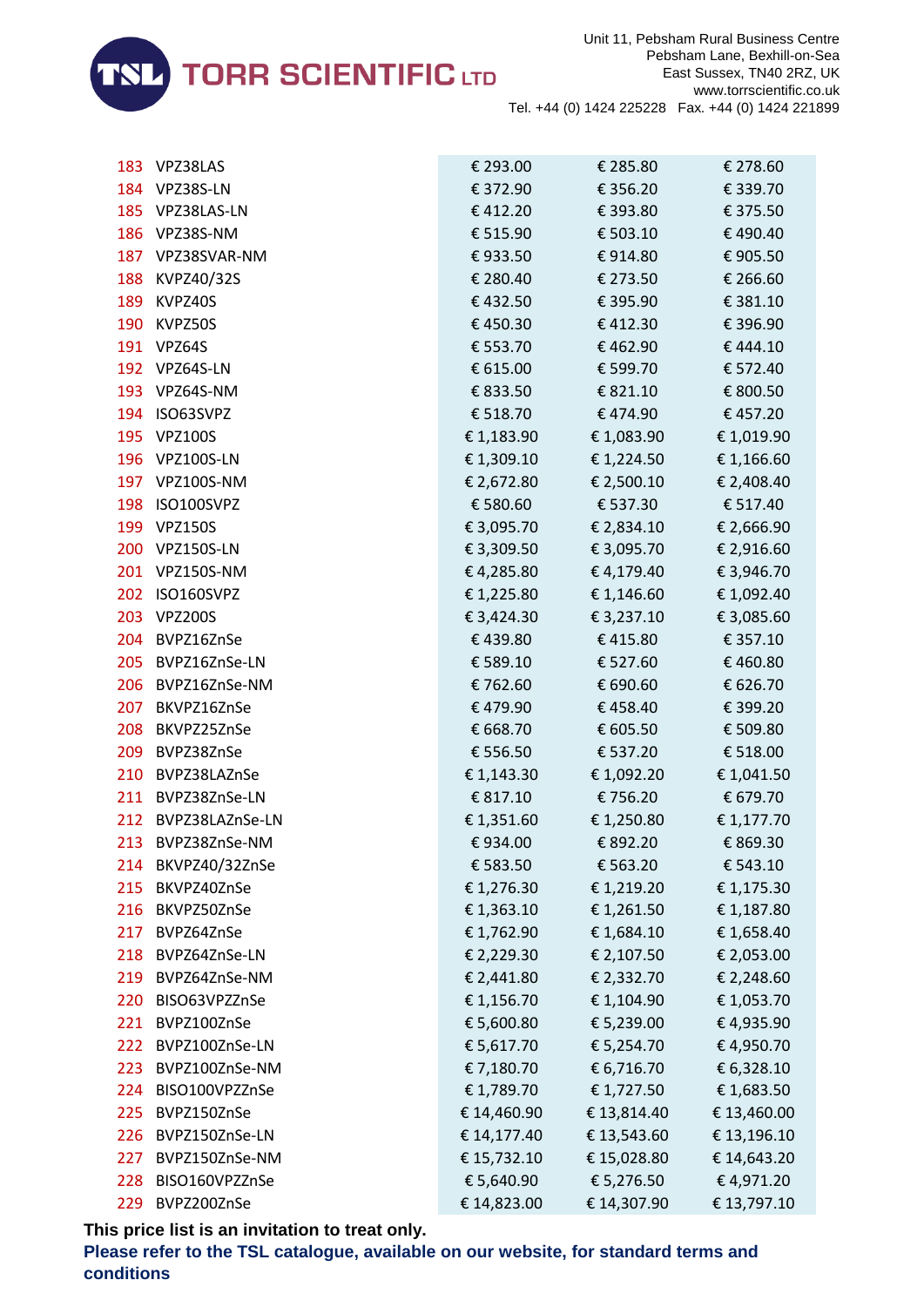| | | | | |
|---|---|---|---|---|
| 183 | VPZ38LAS | € 293.00 | € 285.80 | € 278.60 |
| 184 | VPZ38S-LN | € 372.90 | € 356.20 | € 339.70 |
| 185 | VPZ38LAS-LN | € 412.20 | € 393.80 | € 375.50 |
| 186 | VPZ38S-NM | € 515.90 | € 503.10 | € 490.40 |
| 187 | VPZ38SVAR-NM | € 933.50 | € 914.80 | € 905.50 |
| 188 | KVPZ40/32S | € 280.40 | € 273.50 | € 266.60 |
| 189 | KVPZ40S | € 432.50 | € 395.90 | € 381.10 |
| 190 | KVPZ50S | € 450.30 | € 412.30 | € 396.90 |
| 191 | VPZ64S | € 553.70 | € 462.90 | € 444.10 |
| 192 | VPZ64S-LN | € 615.00 | € 599.70 | € 572.40 |
| 193 | VPZ64S-NM | € 833.50 | € 821.10 | € 800.50 |
| 194 | ISO63SVPZ | € 518.70 | € 474.90 | € 457.20 |
| 195 | VPZ100S | € 1,183.90 | € 1,083.90 | € 1,019.90 |
| 196 | VPZ100S-LN | € 1,309.10 | € 1,224.50 | € 1,166.60 |
| 197 | VPZ100S-NM | € 2,672.80 | € 2,500.10 | € 2,408.40 |
| 198 | ISO100SVPZ | € 580.60 | € 537.30 | € 517.40 |
| 199 | VPZ150S | € 3,095.70 | € 2,834.10 | € 2,666.90 |
| 200 | VPZ150S-LN | € 3,309.50 | € 3,095.70 | € 2,916.60 |
| 201 | VPZ150S-NM | € 4,285.80 | € 4,179.40 | € 3,946.70 |
| 202 | ISO160SVPZ | € 1,225.80 | € 1,146.60 | € 1,092.40 |
| 203 | VPZ200S | € 3,424.30 | € 3,237.10 | € 3,085.60 |
| 204 | BVPZ16ZnSe | € 439.80 | € 415.80 | € 357.10 |
| 205 | BVPZ16ZnSe-LN | € 589.10 | € 527.60 | € 460.80 |
| 206 | BVPZ16ZnSe-NM | € 762.60 | € 690.60 | € 626.70 |
| 207 | BKVPZ16ZnSe | € 479.90 | € 458.40 | € 399.20 |
| 208 | BKVPZ25ZnSe | € 668.70 | € 605.50 | € 509.80 |
| 209 | BVPZ38ZnSe | € 556.50 | € 537.20 | € 518.00 |
| 210 | BVPZ38LAZnSe | € 1,143.30 | € 1,092.20 | € 1,041.50 |
| 211 | BVPZ38ZnSe-LN | € 817.10 | € 756.20 | € 679.70 |
| 212 | BVPZ38LAZnSe-LN | € 1,351.60 | € 1,250.80 | € 1,177.70 |
| 213 | BVPZ38ZnSe-NM | € 934.00 | € 892.20 | € 869.30 |
| 214 | BKVPZ40/32ZnSe | € 583.50 | € 563.20 | € 543.10 |
| 215 | BKVPZ40ZnSe | € 1,276.30 | € 1,219.20 | € 1,175.30 |
| 216 | BKVPZ50ZnSe | € 1,363.10 | € 1,261.50 | € 1,187.80 |
| 217 | BVPZ64ZnSe | € 1,762.90 | € 1,684.10 | € 1,658.40 |
| 218 | BVPZ64ZnSe-LN | € 2,229.30 | € 2,107.50 | € 2,053.00 |
| 219 | BVPZ64ZnSe-NM | € 2,441.80 | € 2,332.70 | € 2,248.60 |
| 220 | BISO63VPZZnSe | € 1,156.70 | € 1,104.90 | € 1,053.70 |
| 221 | BVPZ100ZnSe | € 5,600.80 | € 5,239.00 | € 4,935.90 |
| 222 | BVPZ100ZnSe-LN | € 5,617.70 | € 5,254.70 | € 4,950.70 |
| 223 | BVPZ100ZnSe-NM | € 7,180.70 | € 6,716.70 | € 6,328.10 |
| 224 | BISO100VPZZnSe | € 1,789.70 | € 1,727.50 | € 1,683.50 |
| 225 | BVPZ150ZnSe | € 14,460.90 | € 13,814.40 | € 13,460.00 |
| 226 | BVPZ150ZnSe-LN | € 14,177.40 | € 13,543.60 | € 13,196.10 |
| 227 | BVPZ150ZnSe-NM | € 15,732.10 | € 15,028.80 | € 14,643.20 |
| 228 | BISO160VPZZnSe | € 5,640.90 | € 5,276.50 | € 4,971.20 |
| 229 | BVPZ200ZnSe | € 14,823.00 | € 14,307.90 | € 13,797.10 |

**This price list is an invitation to treat only.**

**Please refer to the TSL catalogue, available on our website, for standard terms and conditions**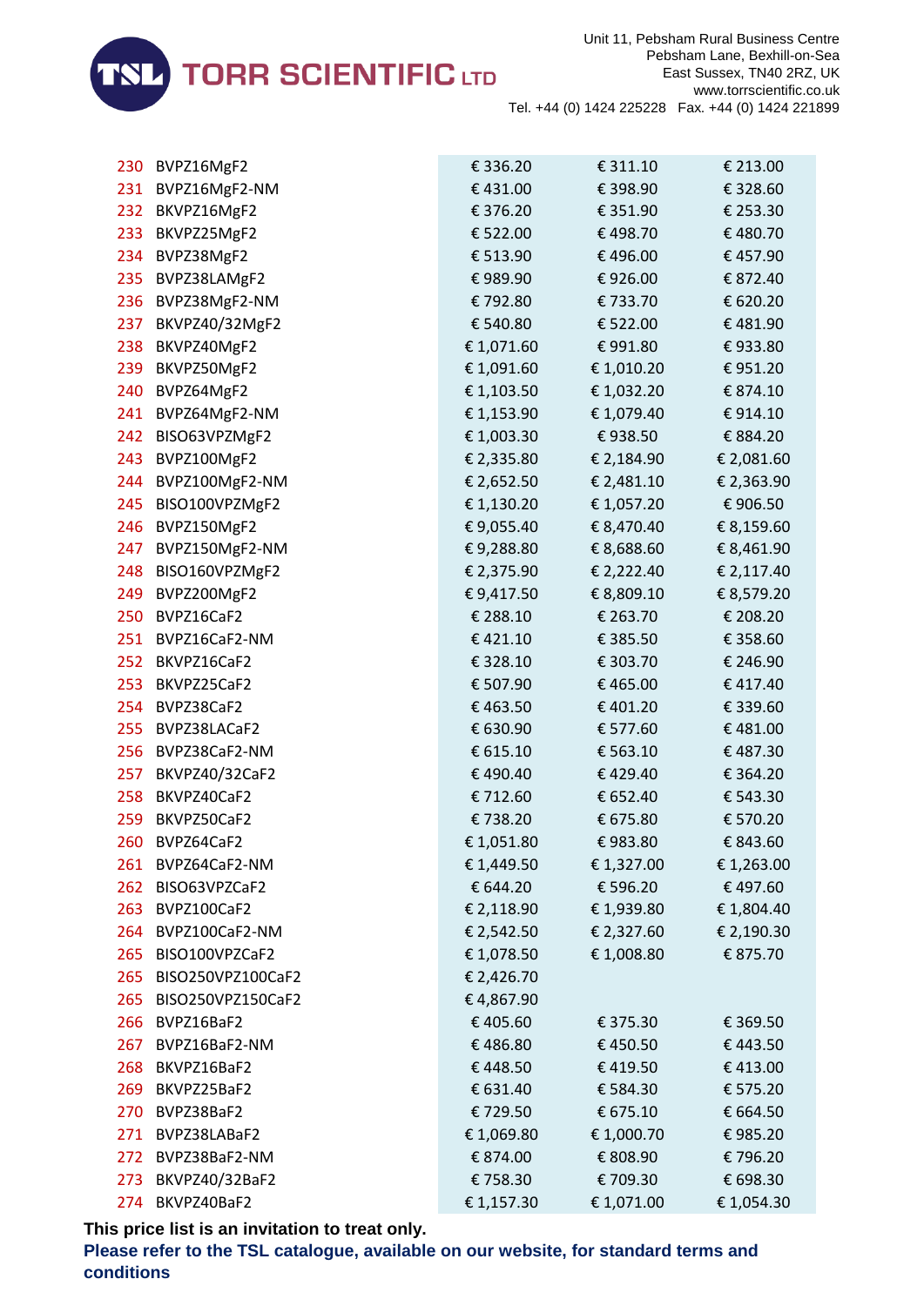| | | | | |
|---|---|---|---|---|
| 230 | BVPZ16MgF2 | € 336.20 | € 311.10 | € 213.00 |
| 231 | BVPZ16MgF2-NM | € 431.00 | € 398.90 | € 328.60 |
| 232 | BKVPZ16MgF2 | € 376.20 | € 351.90 | € 253.30 |
| 233 | BKVPZ25MgF2 | € 522.00 | € 498.70 | € 480.70 |
| 234 | BVPZ38MgF2 | € 513.90 | € 496.00 | € 457.90 |
| 235 | BVPZ38LAMgF2 | € 989.90 | € 926.00 | € 872.40 |
| 236 | BVPZ38MgF2-NM | € 792.80 | € 733.70 | € 620.20 |
| 237 | BKVPZ40/32MgF2 | € 540.80 | € 522.00 | € 481.90 |
| 238 | BKVPZ40MgF2 | € 1,071.60 | € 991.80 | € 933.80 |
| 239 | BKVPZ50MgF2 | € 1,091.60 | € 1,010.20 | € 951.20 |
| 240 | BVPZ64MgF2 | € 1,103.50 | € 1,032.20 | € 874.10 |
| 241 | BVPZ64MgF2-NM | € 1,153.90 | € 1,079.40 | € 914.10 |
| 242 | BISO63VPZMgF2 | € 1,003.30 | € 938.50 | € 884.20 |
| 243 | BVPZ100MgF2 | € 2,335.80 | € 2,184.90 | € 2,081.60 |
| 244 | BVPZ100MgF2-NM | € 2,652.50 | € 2,481.10 | € 2,363.90 |
| 245 | BISO100VPZMgF2 | € 1,130.20 | € 1,057.20 | € 906.50 |
| 246 | BVPZ150MgF2 | € 9,055.40 | € 8,470.40 | € 8,159.60 |
| 247 | BVPZ150MgF2-NM | € 9,288.80 | € 8,688.60 | € 8,461.90 |
| 248 | BISO160VPZMgF2 | € 2,375.90 | € 2,222.40 | € 2,117.40 |
| 249 | BVPZ200MgF2 | € 9,417.50 | € 8,809.10 | € 8,579.20 |
| 250 | BVPZ16CaF2 | € 288.10 | € 263.70 | € 208.20 |
| 251 | BVPZ16CaF2-NM | € 421.10 | € 385.50 | € 358.60 |
| 252 | BKVPZ16CaF2 | € 328.10 | € 303.70 | € 246.90 |
| 253 | BKVPZ25CaF2 | € 507.90 | € 465.00 | € 417.40 |
| 254 | BVPZ38CaF2 | € 463.50 | € 401.20 | € 339.60 |
| 255 | BVPZ38LACaF2 | € 630.90 | € 577.60 | € 481.00 |
| 256 | BVPZ38CaF2-NM | € 615.10 | € 563.10 | € 487.30 |
| 257 | BKVPZ40/32CaF2 | € 490.40 | € 429.40 | € 364.20 |
| 258 | BKVPZ40CaF2 | € 712.60 | € 652.40 | € 543.30 |
| 259 | BKVPZ50CaF2 | € 738.20 | € 675.80 | € 570.20 |
| 260 | BVPZ64CaF2 | € 1,051.80 | € 983.80 | € 843.60 |
| 261 | BVPZ64CaF2-NM | € 1,449.50 | € 1,327.00 | € 1,263.00 |
| 262 | BISO63VPZCaF2 | € 644.20 | € 596.20 | € 497.60 |
| 263 | BVPZ100CaF2 | € 2,118.90 | € 1,939.80 | € 1,804.40 |
| 264 | BVPZ100CaF2-NM | € 2,542.50 | € 2,327.60 | € 2,190.30 |
| 265 | BISO100VPZCaF2 | € 1,078.50 | € 1,008.80 | € 875.70 |
| 265 | BISO250VPZ100CaF2 | € 2,426.70 | | |
| 265 | BISO250VPZ150CaF2 | € 4,867.90 | | |
| 266 | BVPZ16BaF2 | € 405.60 | € 375.30 | € 369.50 |
| 267 | BVPZ16BaF2-NM | € 486.80 | € 450.50 | € 443.50 |
| 268 | BKVPZ16BaF2 | € 448.50 | € 419.50 | € 413.00 |
| 269 | BKVPZ25BaF2 | € 631.40 | € 584.30 | € 575.20 |
| 270 | BVPZ38BaF2 | € 729.50 | € 675.10 | € 664.50 |
| 271 | BVPZ38LABaF2 | € 1,069.80 | € 1,000.70 | € 985.20 |
| 272 | BVPZ38BaF2-NM | € 874.00 | € 808.90 | € 796.20 |
| 273 | BKVPZ40/32BaF2 | € 758.30 | € 709.30 | € 698.30 |
| 274 | BKVPZ40BaF2 | € 1,157.30 | € 1,071.00 | € 1,054.30 |

**This price list is an invitation to treat only.**

**Please refer to the TSL catalogue, available on our website, for standard terms and conditions**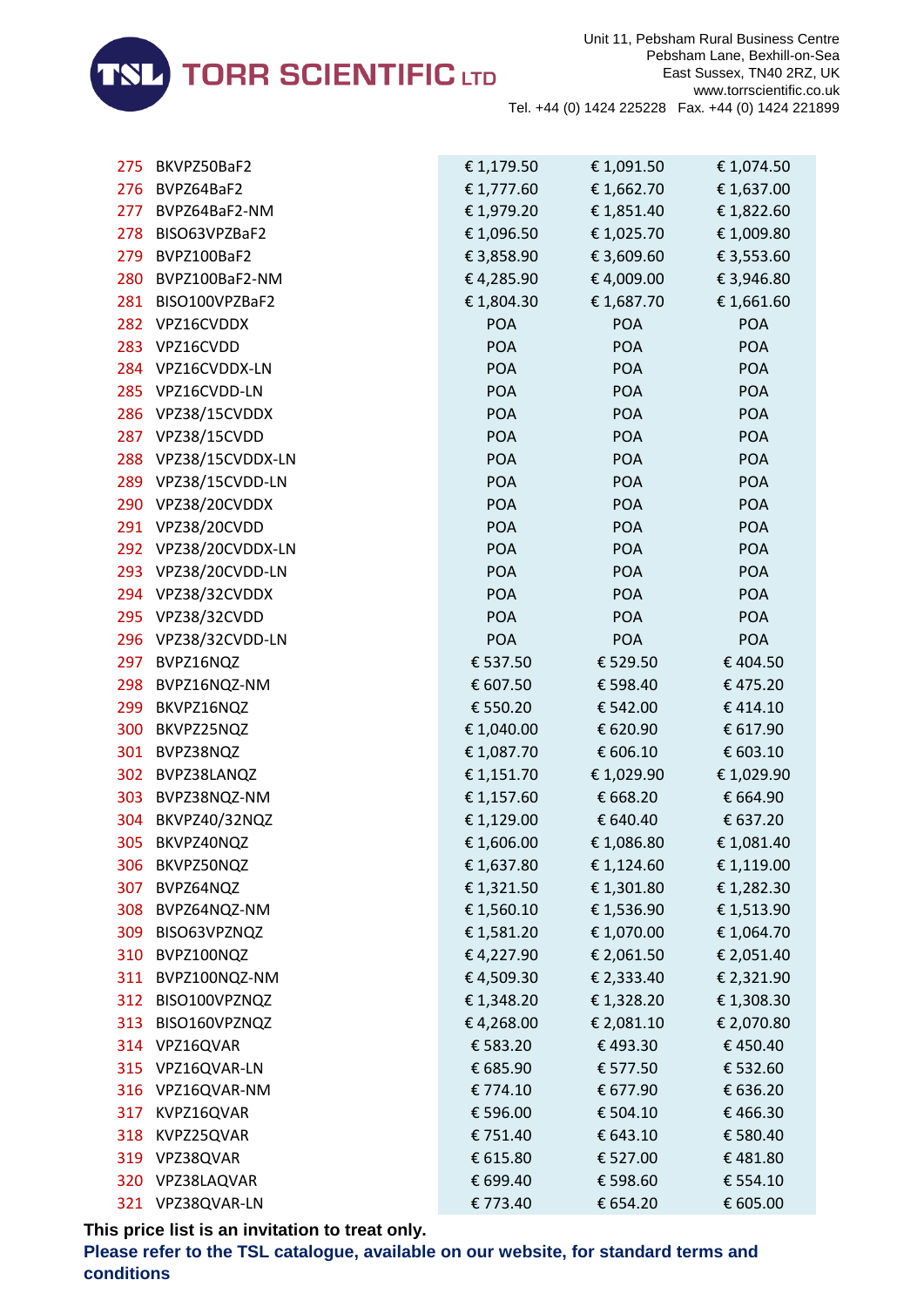| | | | | |
|---|---|---|---|---|
| 275 | BKVPZ50BaF2 | € 1,179.50 | € 1,091.50 | € 1,074.50 |
| 276 | BVPZ64BaF2 | € 1,777.60 | € 1,662.70 | € 1,637.00 |
| 277 | BVPZ64BaF2-NM | € 1,979.20 | € 1,851.40 | € 1,822.60 |
| 278 | BISO63VPZBaF2 | € 1,096.50 | € 1,025.70 | € 1,009.80 |
| 279 | BVPZ100BaF2 | € 3,858.90 | € 3,609.60 | € 3,553.60 |
| 280 | BVPZ100BaF2-NM | € 4,285.90 | € 4,009.00 | € 3,946.80 |
| 281 | BISO100VPZBaF2 | € 1,804.30 | € 1,687.70 | € 1,661.60 |
| 282 | VPZ16CVDDX | POA | POA | POA |
| 283 | VPZ16CVDD | POA | POA | POA |
| 284 | VPZ16CVDDX-LN | POA | POA | POA |
| 285 | VPZ16CVDD-LN | POA | POA | POA |
| 286 | VPZ38/15CVDDX | POA | POA | POA |
| 287 | VPZ38/15CVDD | POA | POA | POA |
| 288 | VPZ38/15CVDDX-LN | POA | POA | POA |
| 289 | VPZ38/15CVDD-LN | POA | POA | POA |
| 290 | VPZ38/20CVDDX | POA | POA | POA |
| 291 | VPZ38/20CVDD | POA | POA | POA |
| 292 | VPZ38/20CVDDX-LN | POA | POA | POA |
| 293 | VPZ38/20CVDD-LN | POA | POA | POA |
| 294 | VPZ38/32CVDDX | POA | POA | POA |
| 295 | VPZ38/32CVDD | POA | POA | POA |
| 296 | VPZ38/32CVDD-LN | POA | POA | POA |
| 297 | BVPZ16NQZ | € 537.50 | € 529.50 | € 404.50 |
| 298 | BVPZ16NQZ-NM | € 607.50 | € 598.40 | € 475.20 |
| 299 | BKVPZ16NQZ | € 550.20 | € 542.00 | € 414.10 |
| 300 | BKVPZ25NQZ | € 1,040.00 | € 620.90 | € 617.90 |
| 301 | BVPZ38NQZ | € 1,087.70 | € 606.10 | € 603.10 |
| 302 | BVPZ38LANQZ | € 1,151.70 | € 1,029.90 | € 1,029.90 |
| 303 | BVPZ38NQZ-NM | € 1,157.60 | € 668.20 | € 664.90 |
| 304 | BKVPZ40/32NQZ | € 1,129.00 | € 640.40 | € 637.20 |
| 305 | BKVPZ40NQZ | € 1,606.00 | € 1,086.80 | € 1,081.40 |
| 306 | BKVPZ50NQZ | € 1,637.80 | € 1,124.60 | € 1,119.00 |
| 307 | BVPZ64NQZ | € 1,321.50 | € 1,301.80 | € 1,282.30 |
| 308 | BVPZ64NQZ-NM | € 1,560.10 | € 1,536.90 | € 1,513.90 |
| 309 | BISO63VPZNQZ | € 1,581.20 | € 1,070.00 | € 1,064.70 |
| 310 | BVPZ100NQZ | € 4,227.90 | € 2,061.50 | € 2,051.40 |
| 311 | BVPZ100NQZ-NM | € 4,509.30 | € 2,333.40 | € 2,321.90 |
| 312 | BISO100VPZNQZ | € 1,348.20 | € 1,328.20 | € 1,308.30 |
| 313 | BISO160VPZNQZ | € 4,268.00 | € 2,081.10 | € 2,070.80 |
| 314 | VPZ16QVAR | € 583.20 | € 493.30 | € 450.40 |
| 315 | VPZ16QVAR-LN | € 685.90 | € 577.50 | € 532.60 |
| 316 | VPZ16QVAR-NM | € 774.10 | € 677.90 | € 636.20 |
| 317 | KVPZ16QVAR | € 596.00 | € 504.10 | € 466.30 |
| 318 | KVPZ25QVAR | € 751.40 | € 643.10 | € 580.40 |
| 319 | VPZ38QVAR | € 615.80 | € 527.00 | € 481.80 |
| 320 | VPZ38LAQVAR | € 699.40 | € 598.60 | € 554.10 |
| 321 | VPZ38QVAR-LN | € 773.40 | € 654.20 | € 605.00 |

**This price list is an invitation to treat only.**

**Please refer to the TSL catalogue, available on our website, for standard terms and conditions**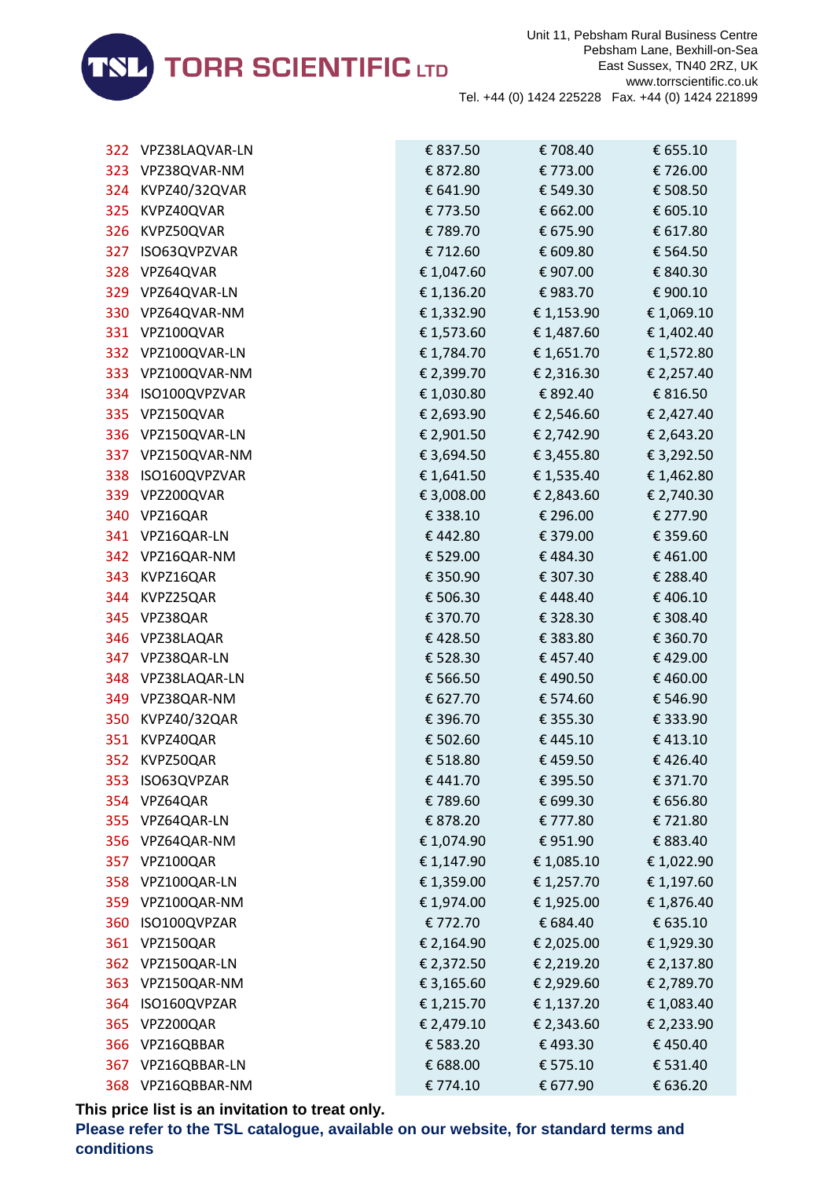| | | | | |
|---|---|---|---|---|
| 322 | VPZ38LAQVAR-LN | € 837.50 | € 708.40 | € 655.10 |
| 323 | VPZ38QVAR-NM | € 872.80 | € 773.00 | € 726.00 |
| 324 | KVPZ40/32QVAR | € 641.90 | € 549.30 | € 508.50 |
| 325 | KVPZ40QVAR | € 773.50 | € 662.00 | € 605.10 |
| 326 | KVPZ50QVAR | € 789.70 | € 675.90 | € 617.80 |
| 327 | ISO63QVPZVAR | € 712.60 | € 609.80 | € 564.50 |
| 328 | VPZ64QVAR | € 1,047.60 | € 907.00 | € 840.30 |
| 329 | VPZ64QVAR-LN | € 1,136.20 | € 983.70 | € 900.10 |
| 330 | VPZ64QVAR-NM | € 1,332.90 | € 1,153.90 | € 1,069.10 |
| 331 | VPZ100QVAR | € 1,573.60 | € 1,487.60 | € 1,402.40 |
| 332 | VPZ100QVAR-LN | € 1,784.70 | € 1,651.70 | € 1,572.80 |
| 333 | VPZ100QVAR-NM | € 2,399.70 | € 2,316.30 | € 2,257.40 |
| 334 | ISO100QVPZVAR | € 1,030.80 | € 892.40 | € 816.50 |
| 335 | VPZ150QVAR | € 2,693.90 | € 2,546.60 | € 2,427.40 |
| 336 | VPZ150QVAR-LN | € 2,901.50 | € 2,742.90 | € 2,643.20 |
| 337 | VPZ150QVAR-NM | € 3,694.50 | € 3,455.80 | € 3,292.50 |
| 338 | ISO160QVPZVAR | € 1,641.50 | € 1,535.40 | € 1,462.80 |
| 339 | VPZ200QVAR | € 3,008.00 | € 2,843.60 | € 2,740.30 |
| 340 | VPZ16QAR | € 338.10 | € 296.00 | € 277.90 |
| 341 | VPZ16QAR-LN | € 442.80 | € 379.00 | € 359.60 |
| 342 | VPZ16QAR-NM | € 529.00 | € 484.30 | € 461.00 |
| 343 | KVPZ16QAR | € 350.90 | € 307.30 | € 288.40 |
| 344 | KVPZ25QAR | € 506.30 | € 448.40 | € 406.10 |
| 345 | VPZ38QAR | € 370.70 | € 328.30 | € 308.40 |
| 346 | VPZ38LAQAR | € 428.50 | € 383.80 | € 360.70 |
| 347 | VPZ38QAR-LN | € 528.30 | € 457.40 | € 429.00 |
| 348 | VPZ38LAQAR-LN | € 566.50 | € 490.50 | € 460.00 |
| 349 | VPZ38QAR-NM | € 627.70 | € 574.60 | € 546.90 |
| 350 | KVPZ40/32QAR | € 396.70 | € 355.30 | € 333.90 |
| 351 | KVPZ40QAR | € 502.60 | € 445.10 | € 413.10 |
| 352 | KVPZ50QAR | € 518.80 | € 459.50 | € 426.40 |
| 353 | ISO63QVPZAR | € 441.70 | € 395.50 | € 371.70 |
| 354 | VPZ64QAR | € 789.60 | € 699.30 | € 656.80 |
| 355 | VPZ64QAR-LN | € 878.20 | € 777.80 | € 721.80 |
| 356 | VPZ64QAR-NM | € 1,074.90 | € 951.90 | € 883.40 |
| 357 | VPZ100QAR | € 1,147.90 | € 1,085.10 | € 1,022.90 |
| 358 | VPZ100QAR-LN | € 1,359.00 | € 1,257.70 | € 1,197.60 |
| 359 | VPZ100QAR-NM | € 1,974.00 | € 1,925.00 | € 1,876.40 |
| 360 | ISO100QVPZAR | € 772.70 | € 684.40 | € 635.10 |
| 361 | VPZ150QAR | € 2,164.90 | € 2,025.00 | € 1,929.30 |
| 362 | VPZ150QAR-LN | € 2,372.50 | € 2,219.20 | € 2,137.80 |
| 363 | VPZ150QAR-NM | € 3,165.60 | € 2,929.60 | € 2,789.70 |
| 364 | ISO160QVPZAR | € 1,215.70 | € 1,137.20 | € 1,083.40 |
| 365 | VPZ200QAR | € 2,479.10 | € 2,343.60 | € 2,233.90 |
| 366 | VPZ16QBBAR | € 583.20 | € 493.30 | € 450.40 |
| 367 | VPZ16QBBAR-LN | € 688.00 | € 575.10 | € 531.40 |
| 368 | VPZ16QBBAR-NM | € 774.10 | € 677.90 | € 636.20 |

**This price list is an invitation to treat only.**

**Please refer to the TSL catalogue, available on our website, for standard terms and conditions**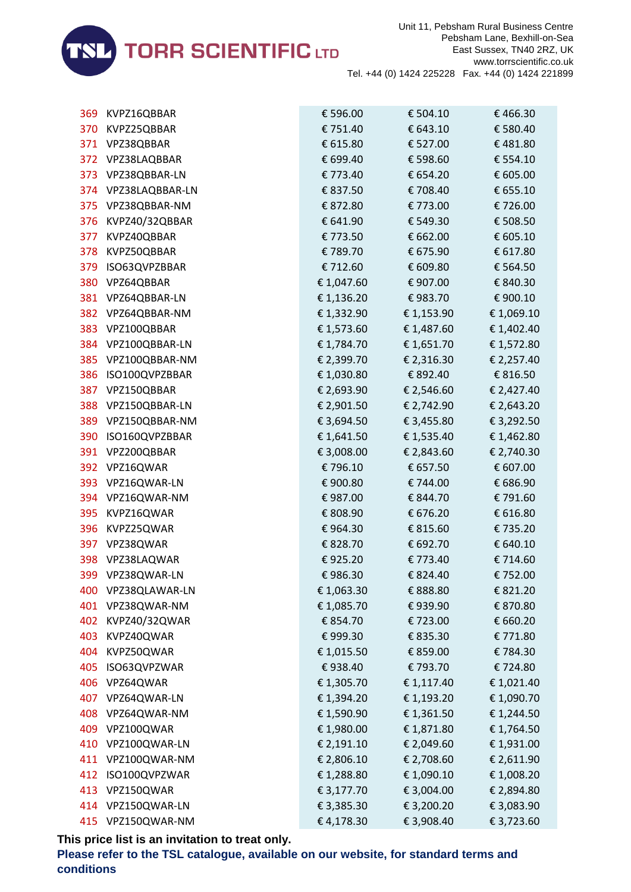| | | | | |
|---|---|---|---|---|
| 369 | KVPZ16QBBAR | € 596.00 | € 504.10 | € 466.30 |
| 370 | KVPZ25QBBAR | € 751.40 | € 643.10 | € 580.40 |
| 371 | VPZ38QBBAR | € 615.80 | € 527.00 | € 481.80 |
| 372 | VPZ38LAQBBAR | € 699.40 | € 598.60 | € 554.10 |
| 373 | VPZ38QBBAR-LN | € 773.40 | € 654.20 | € 605.00 |
| 374 | VPZ38LAQBBAR-LN | € 837.50 | € 708.40 | € 655.10 |
| 375 | VPZ38QBBAR-NM | € 872.80 | € 773.00 | € 726.00 |
| 376 | KVPZ40/32QBBAR | € 641.90 | € 549.30 | € 508.50 |
| 377 | KVPZ40QBBAR | € 773.50 | € 662.00 | € 605.10 |
| 378 | KVPZ50QBBAR | € 789.70 | € 675.90 | € 617.80 |
| 379 | ISO63QVPZBBAR | € 712.60 | € 609.80 | € 564.50 |
| 380 | VPZ64QBBAR | € 1,047.60 | € 907.00 | € 840.30 |
| 381 | VPZ64QBBAR-LN | € 1,136.20 | € 983.70 | € 900.10 |
| 382 | VPZ64QBBAR-NM | € 1,332.90 | € 1,153.90 | € 1,069.10 |
| 383 | VPZ100QBBAR | € 1,573.60 | € 1,487.60 | € 1,402.40 |
| 384 | VPZ100QBBAR-LN | € 1,784.70 | € 1,651.70 | € 1,572.80 |
| 385 | VPZ100QBBAR-NM | € 2,399.70 | € 2,316.30 | € 2,257.40 |
| 386 | ISO100QVPZBBAR | € 1,030.80 | € 892.40 | € 816.50 |
| 387 | VPZ150QBBAR | € 2,693.90 | € 2,546.60 | € 2,427.40 |
| 388 | VPZ150QBBAR-LN | € 2,901.50 | € 2,742.90 | € 2,643.20 |
| 389 | VPZ150QBBAR-NM | € 3,694.50 | € 3,455.80 | € 3,292.50 |
| 390 | ISO160QVPZBBAR | € 1,641.50 | € 1,535.40 | € 1,462.80 |
| 391 | VPZ200QBBAR | € 3,008.00 | € 2,843.60 | € 2,740.30 |
| 392 | VPZ16QWAR | € 796.10 | € 657.50 | € 607.00 |
| 393 | VPZ16QWAR-LN | € 900.80 | € 744.00 | € 686.90 |
| 394 | VPZ16QWAR-NM | € 987.00 | € 844.70 | € 791.60 |
| 395 | KVPZ16QWAR | € 808.90 | € 676.20 | € 616.80 |
| 396 | KVPZ25QWAR | € 964.30 | € 815.60 | € 735.20 |
| 397 | VPZ38QWAR | € 828.70 | € 692.70 | € 640.10 |
| 398 | VPZ38LAQWAR | € 925.20 | € 773.40 | € 714.60 |
| 399 | VPZ38QWAR-LN | € 986.30 | € 824.40 | € 752.00 |
| 400 | VPZ38QLAWAR-LN | € 1,063.30 | € 888.80 | € 821.20 |
| 401 | VPZ38QWAR-NM | € 1,085.70 | € 939.90 | € 870.80 |
| 402 | KVPZ40/32QWAR | € 854.70 | € 723.00 | € 660.20 |
| 403 | KVPZ40QWAR | € 999.30 | € 835.30 | € 771.80 |
| 404 | KVPZ50QWAR | € 1,015.50 | € 859.00 | € 784.30 |
| 405 | ISO63QVPZWAR | € 938.40 | € 793.70 | € 724.80 |
| 406 | VPZ64QWAR | € 1,305.70 | € 1,117.40 | € 1,021.40 |
| 407 | VPZ64QWAR-LN | € 1,394.20 | € 1,193.20 | € 1,090.70 |
| 408 | VPZ64QWAR-NM | € 1,590.90 | € 1,361.50 | € 1,244.50 |
| 409 | VPZ100QWAR | € 1,980.00 | € 1,871.80 | € 1,764.50 |
| 410 | VPZ100QWAR-LN | € 2,191.10 | € 2,049.60 | € 1,931.00 |
| 411 | VPZ100QWAR-NM | € 2,806.10 | € 2,708.60 | € 2,611.90 |
| 412 | ISO100QVPZWAR | € 1,288.80 | € 1,090.10 | € 1,008.20 |
| 413 | VPZ150QWAR | € 3,177.70 | € 3,004.00 | € 2,894.80 |
| 414 | VPZ150QWAR-LN | € 3,385.30 | € 3,200.20 | € 3,083.90 |
| 415 | VPZ150QWAR-NM | € 4,178.30 | € 3,908.40 | € 3,723.60 |

**This price list is an invitation to treat only.**

**Please refer to the TSL catalogue, available on our website, for standard terms and conditions**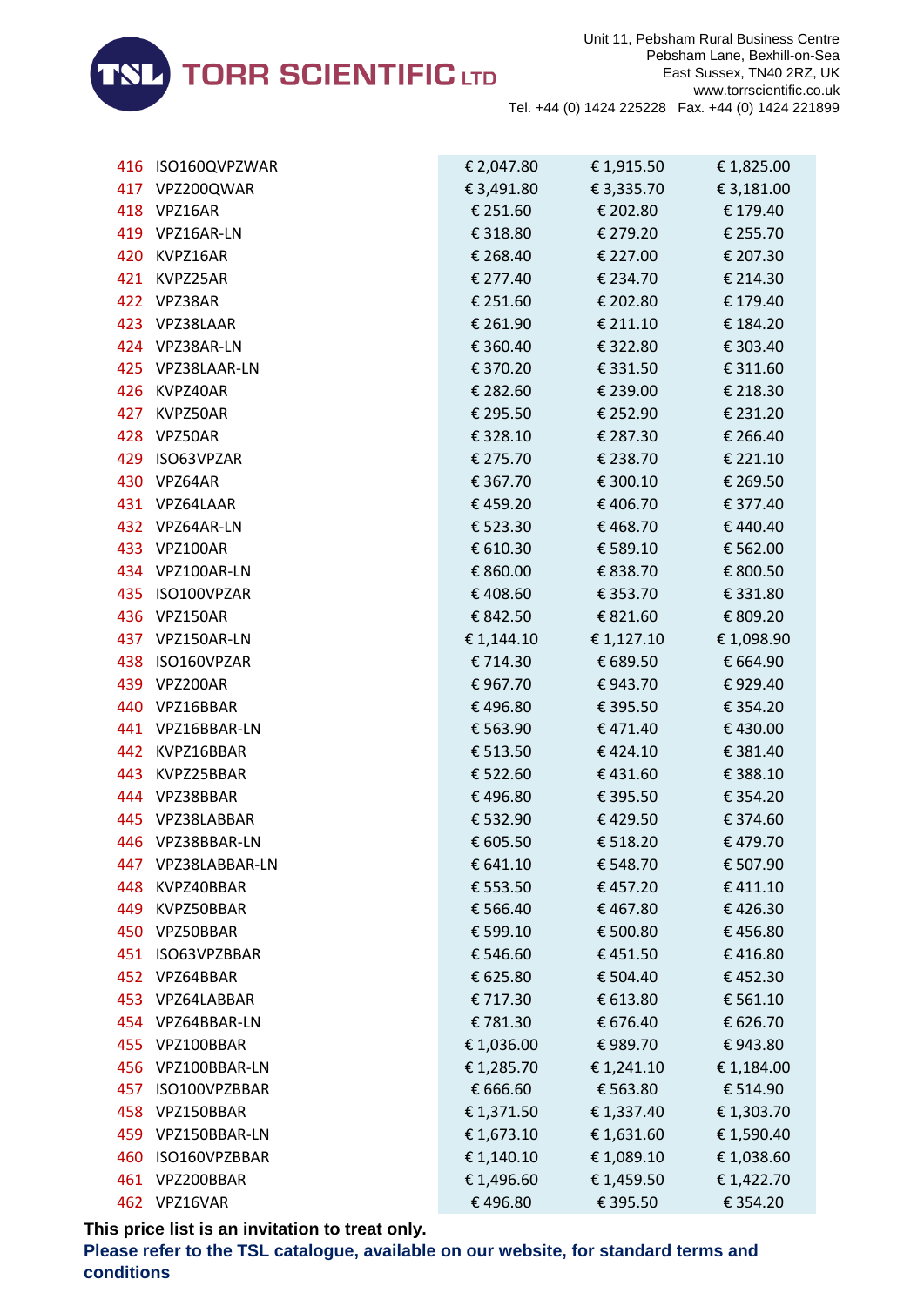| | | | | |
|---|---|---|---|---|
| 416 | ISO160QVPZWAR | € 2,047.80 | € 1,915.50 | € 1,825.00 |
| 417 | VPZ200QWAR | € 3,491.80 | € 3,335.70 | € 3,181.00 |
| 418 | VPZ16AR | € 251.60 | € 202.80 | € 179.40 |
| 419 | VPZ16AR-LN | € 318.80 | € 279.20 | € 255.70 |
| 420 | KVPZ16AR | € 268.40 | € 227.00 | € 207.30 |
| 421 | KVPZ25AR | € 277.40 | € 234.70 | € 214.30 |
| 422 | VPZ38AR | € 251.60 | € 202.80 | € 179.40 |
| 423 | VPZ38LAAR | € 261.90 | € 211.10 | € 184.20 |
| 424 | VPZ38AR-LN | € 360.40 | € 322.80 | € 303.40 |
| 425 | VPZ38LAAR-LN | € 370.20 | € 331.50 | € 311.60 |
| 426 | KVPZ40AR | € 282.60 | € 239.00 | € 218.30 |
| 427 | KVPZ50AR | € 295.50 | € 252.90 | € 231.20 |
| 428 | VPZ50AR | € 328.10 | € 287.30 | € 266.40 |
| 429 | ISO63VPZAR | € 275.70 | € 238.70 | € 221.10 |
| 430 | VPZ64AR | € 367.70 | € 300.10 | € 269.50 |
| 431 | VPZ64LAAR | € 459.20 | € 406.70 | € 377.40 |
| 432 | VPZ64AR-LN | € 523.30 | € 468.70 | € 440.40 |
| 433 | VPZ100AR | € 610.30 | € 589.10 | € 562.00 |
| 434 | VPZ100AR-LN | € 860.00 | € 838.70 | € 800.50 |
| 435 | ISO100VPZAR | € 408.60 | € 353.70 | € 331.80 |
| 436 | VPZ150AR | € 842.50 | € 821.60 | € 809.20 |
| 437 | VPZ150AR-LN | € 1,144.10 | € 1,127.10 | € 1,098.90 |
| 438 | ISO160VPZAR | € 714.30 | € 689.50 | € 664.90 |
| 439 | VPZ200AR | € 967.70 | € 943.70 | € 929.40 |
| 440 | VPZ16BBAR | € 496.80 | € 395.50 | € 354.20 |
| 441 | VPZ16BBAR-LN | € 563.90 | € 471.40 | € 430.00 |
| 442 | KVPZ16BBAR | € 513.50 | € 424.10 | € 381.40 |
| 443 | KVPZ25BBAR | € 522.60 | € 431.60 | € 388.10 |
| 444 | VPZ38BBAR | € 496.80 | € 395.50 | € 354.20 |
| 445 | VPZ38LABBAR | € 532.90 | € 429.50 | € 374.60 |
| 446 | VPZ38BBAR-LN | € 605.50 | € 518.20 | € 479.70 |
| 447 | VPZ38LABBAR-LN | € 641.10 | € 548.70 | € 507.90 |
| 448 | KVPZ40BBAR | € 553.50 | € 457.20 | € 411.10 |
| 449 | KVPZ50BBAR | € 566.40 | € 467.80 | € 426.30 |
| 450 | VPZ50BBAR | € 599.10 | € 500.80 | € 456.80 |
| 451 | ISO63VPZBBAR | € 546.60 | € 451.50 | € 416.80 |
| 452 | VPZ64BBAR | € 625.80 | € 504.40 | € 452.30 |
| 453 | VPZ64LABBAR | € 717.30 | € 613.80 | € 561.10 |
| 454 | VPZ64BBAR-LN | € 781.30 | € 676.40 | € 626.70 |
| 455 | VPZ100BBAR | € 1,036.00 | € 989.70 | € 943.80 |
| 456 | VPZ100BBAR-LN | € 1,285.70 | € 1,241.10 | € 1,184.00 |
| 457 | ISO100VPZBBAR | € 666.60 | € 563.80 | € 514.90 |
| 458 | VPZ150BBAR | € 1,371.50 | € 1,337.40 | € 1,303.70 |
| 459 | VPZ150BBAR-LN | € 1,673.10 | € 1,631.60 | € 1,590.40 |
| 460 | ISO160VPZBBAR | € 1,140.10 | € 1,089.10 | € 1,038.60 |
| 461 | VPZ200BBAR | € 1,496.60 | € 1,459.50 | € 1,422.70 |
| 462 | VPZ16VAR | € 496.80 | € 395.50 | € 354.20 |

**This price list is an invitation to treat only.**

**Please refer to the TSL catalogue, available on our website, for standard terms and conditions**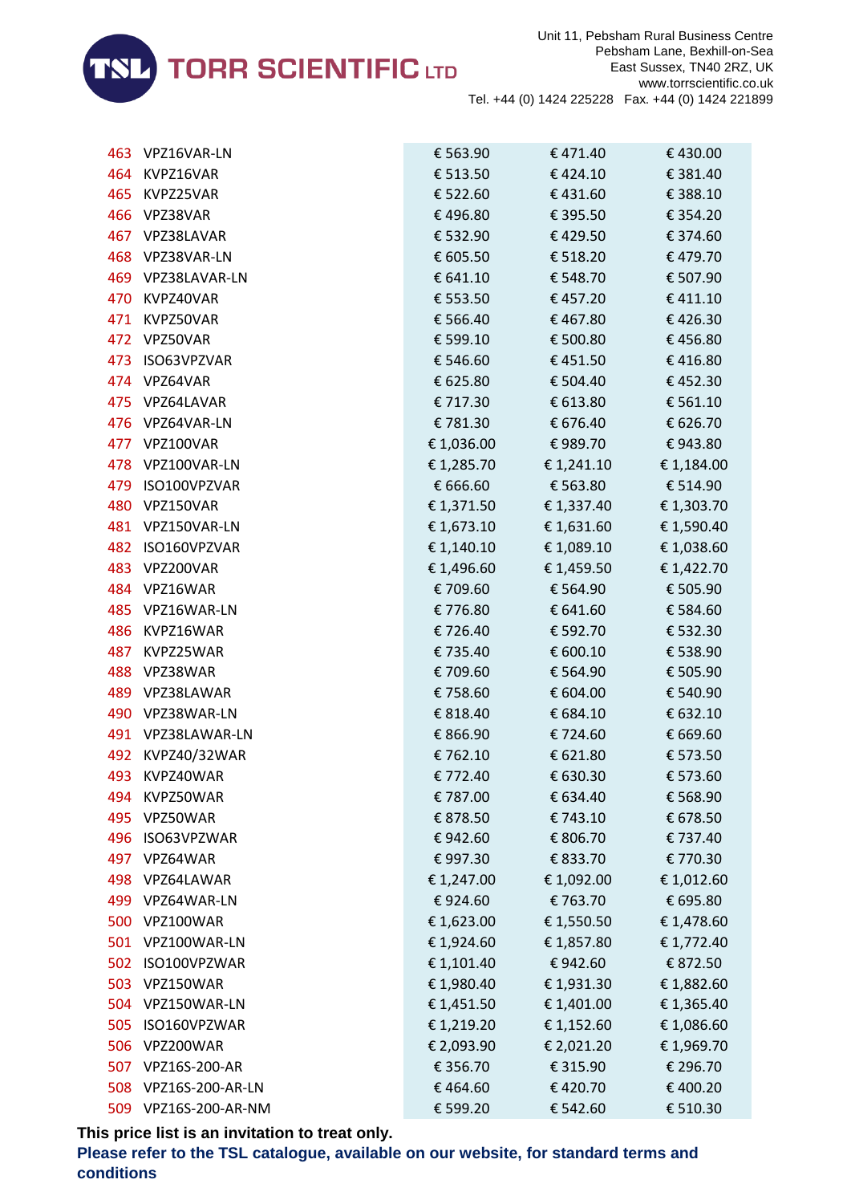| | | | | |
|---|---|---|---|---|
| 463 | VPZ16VAR-LN | € 563.90 | € 471.40 | € 430.00 |
| 464 | KVPZ16VAR | € 513.50 | € 424.10 | € 381.40 |
| 465 | KVPZ25VAR | € 522.60 | € 431.60 | € 388.10 |
| 466 | VPZ38VAR | € 496.80 | € 395.50 | € 354.20 |
| 467 | VPZ38LAVAR | € 532.90 | € 429.50 | € 374.60 |
| 468 | VPZ38VAR-LN | € 605.50 | € 518.20 | € 479.70 |
| 469 | VPZ38LAVAR-LN | € 641.10 | € 548.70 | € 507.90 |
| 470 | KVPZ40VAR | € 553.50 | € 457.20 | € 411.10 |
| 471 | KVPZ50VAR | € 566.40 | € 467.80 | € 426.30 |
| 472 | VPZ50VAR | € 599.10 | € 500.80 | € 456.80 |
| 473 | ISO63VPZVAR | € 546.60 | € 451.50 | € 416.80 |
| 474 | VPZ64VAR | € 625.80 | € 504.40 | € 452.30 |
| 475 | VPZ64LAVAR | € 717.30 | € 613.80 | € 561.10 |
| 476 | VPZ64VAR-LN | € 781.30 | € 676.40 | € 626.70 |
| 477 | VPZ100VAR | € 1,036.00 | € 989.70 | € 943.80 |
| 478 | VPZ100VAR-LN | € 1,285.70 | € 1,241.10 | € 1,184.00 |
| 479 | ISO100VPZVAR | € 666.60 | € 563.80 | € 514.90 |
| 480 | VPZ150VAR | € 1,371.50 | € 1,337.40 | € 1,303.70 |
| 481 | VPZ150VAR-LN | € 1,673.10 | € 1,631.60 | € 1,590.40 |
| 482 | ISO160VPZVAR | € 1,140.10 | € 1,089.10 | € 1,038.60 |
| 483 | VPZ200VAR | € 1,496.60 | € 1,459.50 | € 1,422.70 |
| 484 | VPZ16WAR | € 709.60 | € 564.90 | € 505.90 |
| 485 | VPZ16WAR-LN | € 776.80 | € 641.60 | € 584.60 |
| 486 | KVPZ16WAR | € 726.40 | € 592.70 | € 532.30 |
| 487 | KVPZ25WAR | € 735.40 | € 600.10 | € 538.90 |
| 488 | VPZ38WAR | € 709.60 | € 564.90 | € 505.90 |
| 489 | VPZ38LAWAR | € 758.60 | € 604.00 | € 540.90 |
| 490 | VPZ38WAR-LN | € 818.40 | € 684.10 | € 632.10 |
| 491 | VPZ38LAWAR-LN | € 866.90 | € 724.60 | € 669.60 |
| 492 | KVPZ40/32WAR | € 762.10 | € 621.80 | € 573.50 |
| 493 | KVPZ40WAR | € 772.40 | € 630.30 | € 573.60 |
| 494 | KVPZ50WAR | € 787.00 | € 634.40 | € 568.90 |
| 495 | VPZ50WAR | € 878.50 | € 743.10 | € 678.50 |
| 496 | ISO63VPZWAR | € 942.60 | € 806.70 | € 737.40 |
| 497 | VPZ64WAR | € 997.30 | € 833.70 | € 770.30 |
| 498 | VPZ64LAWAR | € 1,247.00 | € 1,092.00 | € 1,012.60 |
| 499 | VPZ64WAR-LN | € 924.60 | € 763.70 | € 695.80 |
| 500 | VPZ100WAR | € 1,623.00 | € 1,550.50 | € 1,478.60 |
| 501 | VPZ100WAR-LN | € 1,924.60 | € 1,857.80 | € 1,772.40 |
| 502 | ISO100VPZWAR | € 1,101.40 | € 942.60 | € 872.50 |
| 503 | VPZ150WAR | € 1,980.40 | € 1,931.30 | € 1,882.60 |
| 504 | VPZ150WAR-LN | € 1,451.50 | € 1,401.00 | € 1,365.40 |
| 505 | ISO160VPZWAR | € 1,219.20 | € 1,152.60 | € 1,086.60 |
| 506 | VPZ200WAR | € 2,093.90 | € 2,021.20 | € 1,969.70 |
| 507 | VPZ16S-200-AR | € 356.70 | € 315.90 | € 296.70 |
| 508 | VPZ16S-200-AR-LN | € 464.60 | € 420.70 | € 400.20 |
| 509 | VPZ16S-200-AR-NM | € 599.20 | € 542.60 | € 510.30 |

**This price list is an invitation to treat only.**

**Please refer to the TSL catalogue, available on our website, for standard terms and conditions**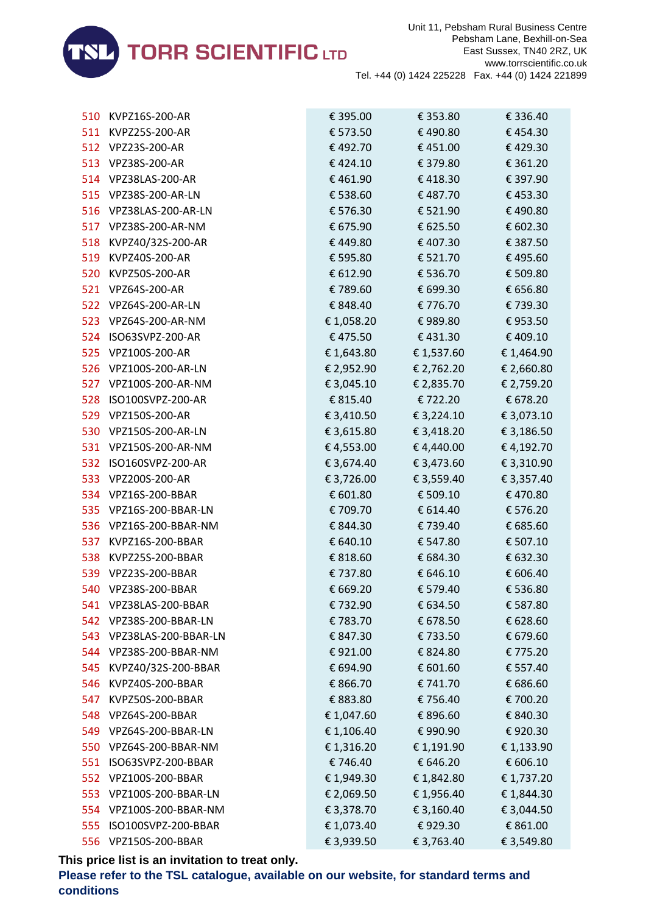| | | | | |
|---|---|---|---|---|
| 510 | KVPZ16S-200-AR | € 395.00 | € 353.80 | € 336.40 |
| 511 | KVPZ25S-200-AR | € 573.50 | € 490.80 | € 454.30 |
| 512 | VPZ23S-200-AR | € 492.70 | € 451.00 | € 429.30 |
| 513 | VPZ38S-200-AR | € 424.10 | € 379.80 | € 361.20 |
| 514 | VPZ38LAS-200-AR | € 461.90 | € 418.30 | € 397.90 |
| 515 | VPZ38S-200-AR-LN | € 538.60 | € 487.70 | € 453.30 |
| 516 | VPZ38LAS-200-AR-LN | € 576.30 | € 521.90 | € 490.80 |
| 517 | VPZ38S-200-AR-NM | € 675.90 | € 625.50 | € 602.30 |
| 518 | KVPZ40/32S-200-AR | € 449.80 | € 407.30 | € 387.50 |
| 519 | KVPZ40S-200-AR | € 595.80 | € 521.70 | € 495.60 |
| 520 | KVPZ50S-200-AR | € 612.90 | € 536.70 | € 509.80 |
| 521 | VPZ64S-200-AR | € 789.60 | € 699.30 | € 656.80 |
| 522 | VPZ64S-200-AR-LN | € 848.40 | € 776.70 | € 739.30 |
| 523 | VPZ64S-200-AR-NM | € 1,058.20 | € 989.80 | € 953.50 |
| 524 | ISO63SVPZ-200-AR | € 475.50 | € 431.30 | € 409.10 |
| 525 | VPZ100S-200-AR | € 1,643.80 | € 1,537.60 | € 1,464.90 |
| 526 | VPZ100S-200-AR-LN | € 2,952.90 | € 2,762.20 | € 2,660.80 |
| 527 | VPZ100S-200-AR-NM | € 3,045.10 | € 2,835.70 | € 2,759.20 |
| 528 | ISO100SVPZ-200-AR | € 815.40 | € 722.20 | € 678.20 |
| 529 | VPZ150S-200-AR | € 3,410.50 | € 3,224.10 | € 3,073.10 |
| 530 | VPZ150S-200-AR-LN | € 3,615.80 | € 3,418.20 | € 3,186.50 |
| 531 | VPZ150S-200-AR-NM | € 4,553.00 | € 4,440.00 | € 4,192.70 |
| 532 | ISO160SVPZ-200-AR | € 3,674.40 | € 3,473.60 | € 3,310.90 |
| 533 | VPZ200S-200-AR | € 3,726.00 | € 3,559.40 | € 3,357.40 |
| 534 | VPZ16S-200-BBAR | € 601.80 | € 509.10 | € 470.80 |
| 535 | VPZ16S-200-BBAR-LN | € 709.70 | € 614.40 | € 576.20 |
| 536 | VPZ16S-200-BBAR-NM | € 844.30 | € 739.40 | € 685.60 |
| 537 | KVPZ16S-200-BBAR | € 640.10 | € 547.80 | € 507.10 |
| 538 | KVPZ25S-200-BBAR | € 818.60 | € 684.30 | € 632.30 |
| 539 | VPZ23S-200-BBAR | € 737.80 | € 646.10 | € 606.40 |
| 540 | VPZ38S-200-BBAR | € 669.20 | € 579.40 | € 536.80 |
| 541 | VPZ38LAS-200-BBAR | € 732.90 | € 634.50 | € 587.80 |
| 542 | VPZ38S-200-BBAR-LN | € 783.70 | € 678.50 | € 628.60 |
| 543 | VPZ38LAS-200-BBAR-LN | € 847.30 | € 733.50 | € 679.60 |
| 544 | VPZ38S-200-BBAR-NM | € 921.00 | € 824.80 | € 775.20 |
| 545 | KVPZ40/32S-200-BBAR | € 694.90 | € 601.60 | € 557.40 |
| 546 | KVPZ40S-200-BBAR | € 866.70 | € 741.70 | € 686.60 |
| 547 | KVPZ50S-200-BBAR | € 883.80 | € 756.40 | € 700.20 |
| 548 | VPZ64S-200-BBAR | € 1,047.60 | € 896.60 | € 840.30 |
| 549 | VPZ64S-200-BBAR-LN | € 1,106.40 | € 990.90 | € 920.30 |
| 550 | VPZ64S-200-BBAR-NM | € 1,316.20 | € 1,191.90 | € 1,133.90 |
| 551 | ISO63SVPZ-200-BBAR | € 746.40 | € 646.20 | € 606.10 |
| 552 | VPZ100S-200-BBAR | € 1,949.30 | € 1,842.80 | € 1,737.20 |
| 553 | VPZ100S-200-BBAR-LN | € 2,069.50 | € 1,956.40 | € 1,844.30 |
| 554 | VPZ100S-200-BBAR-NM | € 3,378.70 | € 3,160.40 | € 3,044.50 |
| 555 | ISO100SVPZ-200-BBAR | € 1,073.40 | € 929.30 | € 861.00 |
| 556 | VPZ150S-200-BBAR | € 3,939.50 | € 3,763.40 | € 3,549.80 |

**This price list is an invitation to treat only.**

**Please refer to the TSL catalogue, available on our website, for standard terms and conditions**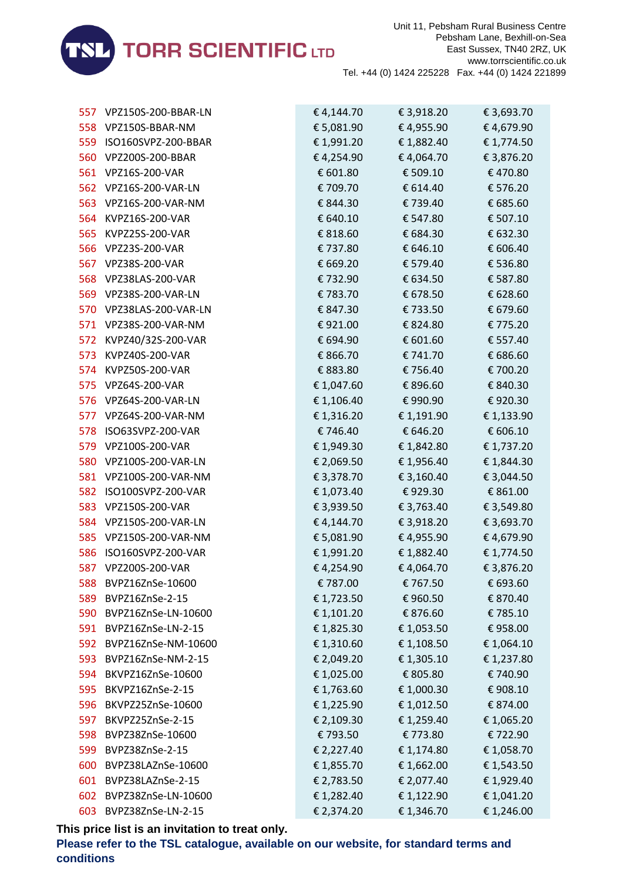| | | | | |
|---|---|---|---|---|
| 557 | VPZ150S-200-BBAR-LN | € 4,144.70 | € 3,918.20 | € 3,693.70 |
| 558 | VPZ150S-BBAR-NM | € 5,081.90 | € 4,955.90 | € 4,679.90 |
| 559 | ISO160SVPZ-200-BBAR | € 1,991.20 | € 1,882.40 | € 1,774.50 |
| 560 | VPZ200S-200-BBAR | € 4,254.90 | € 4,064.70 | € 3,876.20 |
| 561 | VPZ16S-200-VAR | € 601.80 | € 509.10 | € 470.80 |
| 562 | VPZ16S-200-VAR-LN | € 709.70 | € 614.40 | € 576.20 |
| 563 | VPZ16S-200-VAR-NM | € 844.30 | € 739.40 | € 685.60 |
| 564 | KVPZ16S-200-VAR | € 640.10 | € 547.80 | € 507.10 |
| 565 | KVPZ25S-200-VAR | € 818.60 | € 684.30 | € 632.30 |
| 566 | VPZ23S-200-VAR | € 737.80 | € 646.10 | € 606.40 |
| 567 | VPZ38S-200-VAR | € 669.20 | € 579.40 | € 536.80 |
| 568 | VPZ38LAS-200-VAR | € 732.90 | € 634.50 | € 587.80 |
| 569 | VPZ38S-200-VAR-LN | € 783.70 | € 678.50 | € 628.60 |
| 570 | VPZ38LAS-200-VAR-LN | € 847.30 | € 733.50 | € 679.60 |
| 571 | VPZ38S-200-VAR-NM | € 921.00 | € 824.80 | € 775.20 |
| 572 | KVPZ40/32S-200-VAR | € 694.90 | € 601.60 | € 557.40 |
| 573 | KVPZ40S-200-VAR | € 866.70 | € 741.70 | € 686.60 |
| 574 | KVPZ50S-200-VAR | € 883.80 | € 756.40 | € 700.20 |
| 575 | VPZ64S-200-VAR | € 1,047.60 | € 896.60 | € 840.30 |
| 576 | VPZ64S-200-VAR-LN | € 1,106.40 | € 990.90 | € 920.30 |
| 577 | VPZ64S-200-VAR-NM | € 1,316.20 | € 1,191.90 | € 1,133.90 |
| 578 | ISO63SVPZ-200-VAR | € 746.40 | € 646.20 | € 606.10 |
| 579 | VPZ100S-200-VAR | € 1,949.30 | € 1,842.80 | € 1,737.20 |
| 580 | VPZ100S-200-VAR-LN | € 2,069.50 | € 1,956.40 | € 1,844.30 |
| 581 | VPZ100S-200-VAR-NM | € 3,378.70 | € 3,160.40 | € 3,044.50 |
| 582 | ISO100SVPZ-200-VAR | € 1,073.40 | € 929.30 | € 861.00 |
| 583 | VPZ150S-200-VAR | € 3,939.50 | € 3,763.40 | € 3,549.80 |
| 584 | VPZ150S-200-VAR-LN | € 4,144.70 | € 3,918.20 | € 3,693.70 |
| 585 | VPZ150S-200-VAR-NM | € 5,081.90 | € 4,955.90 | € 4,679.90 |
| 586 | ISO160SVPZ-200-VAR | € 1,991.20 | € 1,882.40 | € 1,774.50 |
| 587 | VPZ200S-200-VAR | € 4,254.90 | € 4,064.70 | € 3,876.20 |
| 588 | BVPZ16ZnSe-10600 | € 787.00 | € 767.50 | € 693.60 |
| 589 | BVPZ16ZnSe-2-15 | € 1,723.50 | € 960.50 | € 870.40 |
| 590 | BVPZ16ZnSe-LN-10600 | € 1,101.20 | € 876.60 | € 785.10 |
| 591 | BVPZ16ZnSe-LN-2-15 | € 1,825.30 | € 1,053.50 | € 958.00 |
| 592 | BVPZ16ZnSe-NM-10600 | € 1,310.60 | € 1,108.50 | € 1,064.10 |
| 593 | BVPZ16ZnSe-NM-2-15 | € 2,049.20 | € 1,305.10 | € 1,237.80 |
| 594 | BKVPZ16ZnSe-10600 | € 1,025.00 | € 805.80 | € 740.90 |
| 595 | BKVPZ16ZnSe-2-15 | € 1,763.60 | € 1,000.30 | € 908.10 |
| 596 | BKVPZ25ZnSe-10600 | € 1,225.90 | € 1,012.50 | € 874.00 |
| 597 | BKVPZ25ZnSe-2-15 | € 2,109.30 | € 1,259.40 | € 1,065.20 |
| 598 | BVPZ38ZnSe-10600 | € 793.50 | € 773.80 | € 722.90 |
| 599 | BVPZ38ZnSe-2-15 | € 2,227.40 | € 1,174.80 | € 1,058.70 |
| 600 | BVPZ38LAZnSe-10600 | € 1,855.70 | € 1,662.00 | € 1,543.50 |
| 601 | BVPZ38LAZnSe-2-15 | € 2,783.50 | € 2,077.40 | € 1,929.40 |
| 602 | BVPZ38ZnSe-LN-10600 | € 1,282.40 | € 1,122.90 | € 1,041.20 |
| 603 | BVPZ38ZnSe-LN-2-15 | € 2,374.20 | € 1,346.70 | € 1,246.00 |

**This price list is an invitation to treat only.**

**Please refer to the TSL catalogue, available on our website, for standard terms and conditions**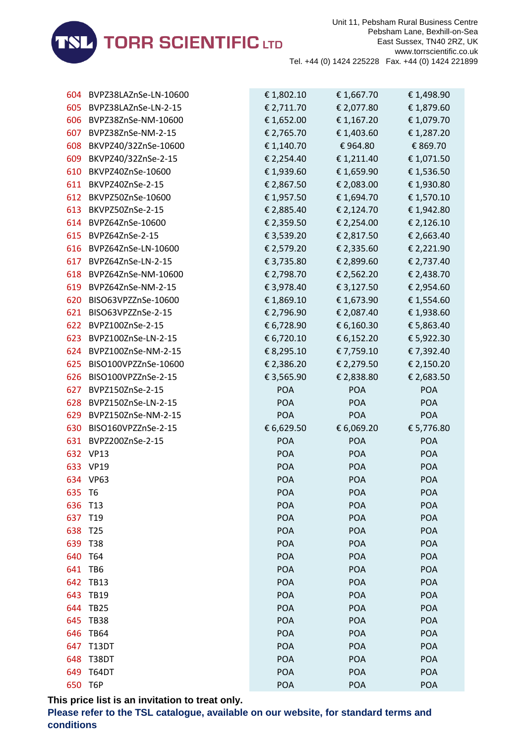| | | | | |
|---|---|---|---|---|
| 604 | BVPZ38LAZnSe-LN-10600 | € 1,802.10 | € 1,667.70 | € 1,498.90 |
| 605 | BVPZ38LAZnSe-LN-2-15 | € 2,711.70 | € 2,077.80 | € 1,879.60 |
| 606 | BVPZ38ZnSe-NM-10600 | € 1,652.00 | € 1,167.20 | € 1,079.70 |
| 607 | BVPZ38ZnSe-NM-2-15 | € 2,765.70 | € 1,403.60 | € 1,287.20 |
| 608 | BKVPZ40/32ZnSe-10600 | € 1,140.70 | € 964.80 | € 869.70 |
| 609 | BKVPZ40/32ZnSe-2-15 | € 2,254.40 | € 1,211.40 | € 1,071.50 |
| 610 | BKVPZ40ZnSe-10600 | € 1,939.60 | € 1,659.90 | € 1,536.50 |
| 611 | BKVPZ40ZnSe-2-15 | € 2,867.50 | € 2,083.00 | € 1,930.80 |
| 612 | BKVPZ50ZnSe-10600 | € 1,957.50 | € 1,694.70 | € 1,570.10 |
| 613 | BKVPZ50ZnSe-2-15 | € 2,885.40 | € 2,124.70 | € 1,942.80 |
| 614 | BVPZ64ZnSe-10600 | € 2,359.50 | € 2,254.00 | € 2,126.10 |
| 615 | BVPZ64ZnSe-2-15 | € 3,539.20 | € 2,817.50 | € 2,663.40 |
| 616 | BVPZ64ZnSe-LN-10600 | € 2,579.20 | € 2,335.60 | € 2,221.90 |
| 617 | BVPZ64ZnSe-LN-2-15 | € 3,735.80 | € 2,899.60 | € 2,737.40 |
| 618 | BVPZ64ZnSe-NM-10600 | € 2,798.70 | € 2,562.20 | € 2,438.70 |
| 619 | BVPZ64ZnSe-NM-2-15 | € 3,978.40 | € 3,127.50 | € 2,954.60 |
| 620 | BISO63VPZZnSe-10600 | € 1,869.10 | € 1,673.90 | € 1,554.60 |
| 621 | BISO63VPZZnSe-2-15 | € 2,796.90 | € 2,087.40 | € 1,938.60 |
| 622 | BVPZ100ZnSe-2-15 | € 6,728.90 | € 6,160.30 | € 5,863.40 |
| 623 | BVPZ100ZnSe-LN-2-15 | € 6,720.10 | € 6,152.20 | € 5,922.30 |
| 624 | BVPZ100ZnSe-NM-2-15 | € 8,295.10 | € 7,759.10 | € 7,392.40 |
| 625 | BISO100VPZZnSe-10600 | € 2,386.20 | € 2,279.50 | € 2,150.20 |
| 626 | BISO100VPZZnSe-2-15 | € 3,565.90 | € 2,838.80 | € 2,683.50 |
| 627 | BVPZ150ZnSe-2-15 | POA | POA | POA |
| 628 | BVPZ150ZnSe-LN-2-15 | POA | POA | POA |
| 629 | BVPZ150ZnSe-NM-2-15 | POA | POA | POA |
| 630 | BISO160VPZZnSe-2-15 | € 6,629.50 | € 6,069.20 | € 5,776.80 |
| 631 | BVPZ200ZnSe-2-15 | POA | POA | POA |
| 632 | VP13 | POA | POA | POA |
| 633 | VP19 | POA | POA | POA |
| 634 | VP63 | POA | POA | POA |
| 635 | T6 | POA | POA | POA |
| 636 | T13 | POA | POA | POA |
| 637 | T19 | POA | POA | POA |
| 638 | T25 | POA | POA | POA |
| 639 | T38 | POA | POA | POA |
| 640 | T64 | POA | POA | POA |
| 641 | TB6 | POA | POA | POA |
| 642 | TB13 | POA | POA | POA |
| 643 | TB19 | POA | POA | POA |
| 644 | TB25 | POA | POA | POA |
| 645 | TB38 | POA | POA | POA |
| 646 | TB64 | POA | POA | POA |
| 647 | T13DT | POA | POA | POA |
| 648 | T38DT | POA | POA | POA |
| 649 | T64DT | POA | POA | POA |
| 650 | T6P | POA | POA | POA |

**This price list is an invitation to treat only.**

**Please refer to the TSL catalogue, available on our website, for standard terms and conditions**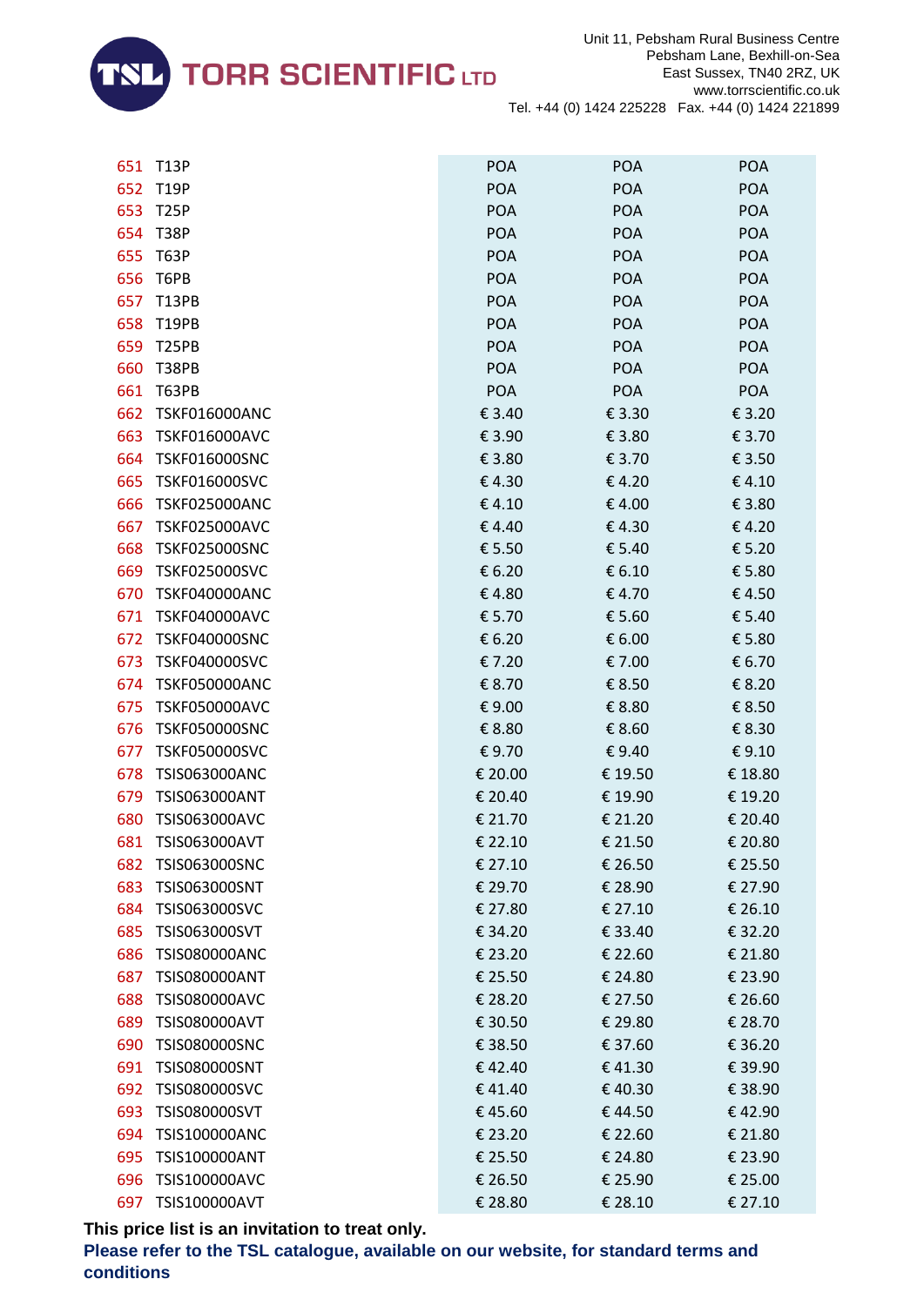| | | | | |
|---|---|---|---|---|
| 651 | T13P | POA | POA | POA |
| 652 | T19P | POA | POA | POA |
| 653 | T25P | POA | POA | POA |
| 654 | T38P | POA | POA | POA |
| 655 | T63P | POA | POA | POA |
| 656 | T6PB | POA | POA | POA |
| 657 | T13PB | POA | POA | POA |
| 658 | T19PB | POA | POA | POA |
| 659 | T25PB | POA | POA | POA |
| 660 | T38PB | POA | POA | POA |
| 661 | T63PB | POA | POA | POA |
| 662 | TSKF016000ANC | € 3.40 | € 3.30 | € 3.20 |
| 663 | TSKF016000AVC | € 3.90 | € 3.80 | € 3.70 |
| 664 | TSKF016000SNC | € 3.80 | € 3.70 | € 3.50 |
| 665 | TSKF016000SVC | € 4.30 | € 4.20 | € 4.10 |
| 666 | TSKF025000ANC | € 4.10 | € 4.00 | € 3.80 |
| 667 | TSKF025000AVC | € 4.40 | € 4.30 | € 4.20 |
| 668 | TSKF025000SNC | € 5.50 | € 5.40 | € 5.20 |
| 669 | TSKF025000SVC | € 6.20 | € 6.10 | € 5.80 |
| 670 | TSKF040000ANC | € 4.80 | € 4.70 | € 4.50 |
| 671 | TSKF040000AVC | € 5.70 | € 5.60 | € 5.40 |
| 672 | TSKF040000SNC | € 6.20 | € 6.00 | € 5.80 |
| 673 | TSKF040000SVC | € 7.20 | € 7.00 | € 6.70 |
| 674 | TSKF050000ANC | € 8.70 | € 8.50 | € 8.20 |
| 675 | TSKF050000AVC | € 9.00 | € 8.80 | € 8.50 |
| 676 | TSKF050000SNC | € 8.80 | € 8.60 | € 8.30 |
| 677 | TSKF050000SVC | € 9.70 | € 9.40 | € 9.10 |
| 678 | TSIS063000ANC | € 20.00 | € 19.50 | € 18.80 |
| 679 | TSIS063000ANT | € 20.40 | € 19.90 | € 19.20 |
| 680 | TSIS063000AVC | € 21.70 | € 21.20 | € 20.40 |
| 681 | TSIS063000AVT | € 22.10 | € 21.50 | € 20.80 |
| 682 | TSIS063000SNC | € 27.10 | € 26.50 | € 25.50 |
| 683 | TSIS063000SNT | € 29.70 | € 28.90 | € 27.90 |
| 684 | TSIS063000SVC | € 27.80 | € 27.10 | € 26.10 |
| 685 | TSIS063000SVT | € 34.20 | € 33.40 | € 32.20 |
| 686 | TSIS080000ANC | € 23.20 | € 22.60 | € 21.80 |
| 687 | TSIS080000ANT | € 25.50 | € 24.80 | € 23.90 |
| 688 | TSIS080000AVC | € 28.20 | € 27.50 | € 26.60 |
| 689 | TSIS080000AVT | € 30.50 | € 29.80 | € 28.70 |
| 690 | TSIS080000SNC | € 38.50 | € 37.60 | € 36.20 |
| 691 | TSIS080000SNT | € 42.40 | € 41.30 | € 39.90 |
| 692 | TSIS080000SVC | € 41.40 | € 40.30 | € 38.90 |
| 693 | TSIS080000SVT | € 45.60 | € 44.50 | € 42.90 |
| 694 | TSIS100000ANC | € 23.20 | € 22.60 | € 21.80 |
| 695 | TSIS100000ANT | € 25.50 | € 24.80 | € 23.90 |
| 696 | TSIS100000AVC | € 26.50 | € 25.90 | € 25.00 |
| 697 | TSIS100000AVT | € 28.80 | € 28.10 | € 27.10 |

**This price list is an invitation to treat only.**

**Please refer to the TSL catalogue, available on our website, for standard terms and conditions**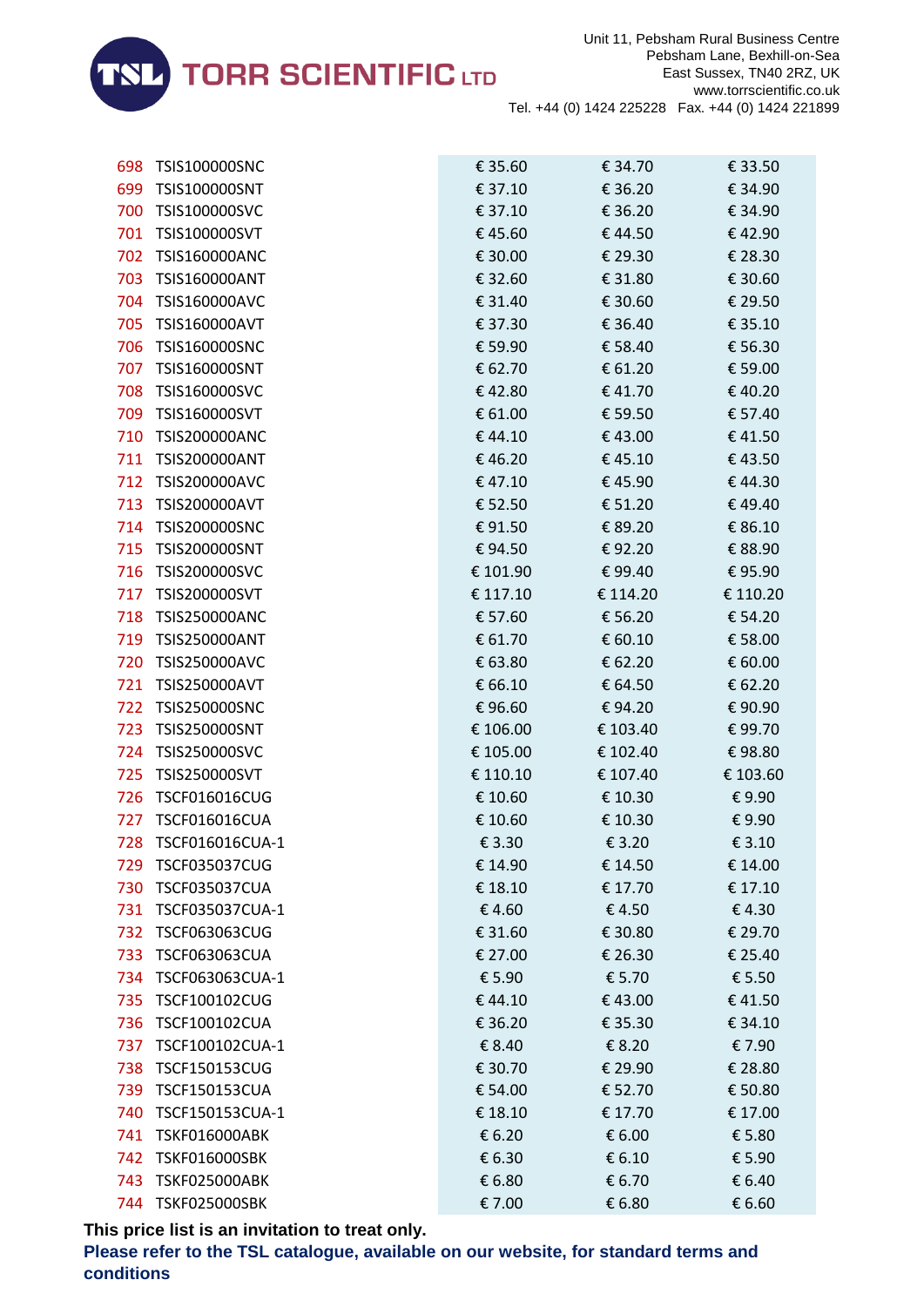| | | | | |
|---|---|---|---|---|
| 698 | TSIS100000SNC | € 35.60 | € 34.70 | € 33.50 |
| 699 | TSIS100000SNT | € 37.10 | € 36.20 | € 34.90 |
| 700 | TSIS100000SVC | € 37.10 | € 36.20 | € 34.90 |
| 701 | TSIS100000SVT | € 45.60 | € 44.50 | € 42.90 |
| 702 | TSIS160000ANC | € 30.00 | € 29.30 | € 28.30 |
| 703 | TSIS160000ANT | € 32.60 | € 31.80 | € 30.60 |
| 704 | TSIS160000AVC | € 31.40 | € 30.60 | € 29.50 |
| 705 | TSIS160000AVT | € 37.30 | € 36.40 | € 35.10 |
| 706 | TSIS160000SNC | € 59.90 | € 58.40 | € 56.30 |
| 707 | TSIS160000SNT | € 62.70 | € 61.20 | € 59.00 |
| 708 | TSIS160000SVC | € 42.80 | € 41.70 | € 40.20 |
| 709 | TSIS160000SVT | € 61.00 | € 59.50 | € 57.40 |
| 710 | TSIS200000ANC | € 44.10 | € 43.00 | € 41.50 |
| 711 | TSIS200000ANT | € 46.20 | € 45.10 | € 43.50 |
| 712 | TSIS200000AVC | € 47.10 | € 45.90 | € 44.30 |
| 713 | TSIS200000AVT | € 52.50 | € 51.20 | € 49.40 |
| 714 | TSIS200000SNC | € 91.50 | € 89.20 | € 86.10 |
| 715 | TSIS200000SNT | € 94.50 | € 92.20 | € 88.90 |
| 716 | TSIS200000SVC | € 101.90 | € 99.40 | € 95.90 |
| 717 | TSIS200000SVT | € 117.10 | € 114.20 | € 110.20 |
| 718 | TSIS250000ANC | € 57.60 | € 56.20 | € 54.20 |
| 719 | TSIS250000ANT | € 61.70 | € 60.10 | € 58.00 |
| 720 | TSIS250000AVC | € 63.80 | € 62.20 | € 60.00 |
| 721 | TSIS250000AVT | € 66.10 | € 64.50 | € 62.20 |
| 722 | TSIS250000SNC | € 96.60 | € 94.20 | € 90.90 |
| 723 | TSIS250000SNT | € 106.00 | € 103.40 | € 99.70 |
| 724 | TSIS250000SVC | € 105.00 | € 102.40 | € 98.80 |
| 725 | TSIS250000SVT | € 110.10 | € 107.40 | € 103.60 |
| 726 | TSCF016016CUG | € 10.60 | € 10.30 | € 9.90 |
| 727 | TSCF016016CUA | € 10.60 | € 10.30 | € 9.90 |
| 728 | TSCF016016CUA-1 | € 3.30 | € 3.20 | € 3.10 |
| 729 | TSCF035037CUG | € 14.90 | € 14.50 | € 14.00 |
| 730 | TSCF035037CUA | € 18.10 | € 17.70 | € 17.10 |
| 731 | TSCF035037CUA-1 | € 4.60 | € 4.50 | € 4.30 |
| 732 | TSCF063063CUG | € 31.60 | € 30.80 | € 29.70 |
| 733 | TSCF063063CUA | € 27.00 | € 26.30 | € 25.40 |
| 734 | TSCF063063CUA-1 | € 5.90 | € 5.70 | € 5.50 |
| 735 | TSCF100102CUG | € 44.10 | € 43.00 | € 41.50 |
| 736 | TSCF100102CUA | € 36.20 | € 35.30 | € 34.10 |
| 737 | TSCF100102CUA-1 | € 8.40 | € 8.20 | € 7.90 |
| 738 | TSCF150153CUG | € 30.70 | € 29.90 | € 28.80 |
| 739 | TSCF150153CUA | € 54.00 | € 52.70 | € 50.80 |
| 740 | TSCF150153CUA-1 | € 18.10 | € 17.70 | € 17.00 |
| 741 | TSKF016000ABK | € 6.20 | € 6.00 | € 5.80 |
| 742 | TSKF016000SBK | € 6.30 | € 6.10 | € 5.90 |
| 743 | TSKF025000ABK | € 6.80 | € 6.70 | € 6.40 |
| 744 | TSKF025000SBK | € 7.00 | € 6.80 | € 6.60 |

**This price list is an invitation to treat only.**

**Please refer to the TSL catalogue, available on our website, for standard terms and conditions**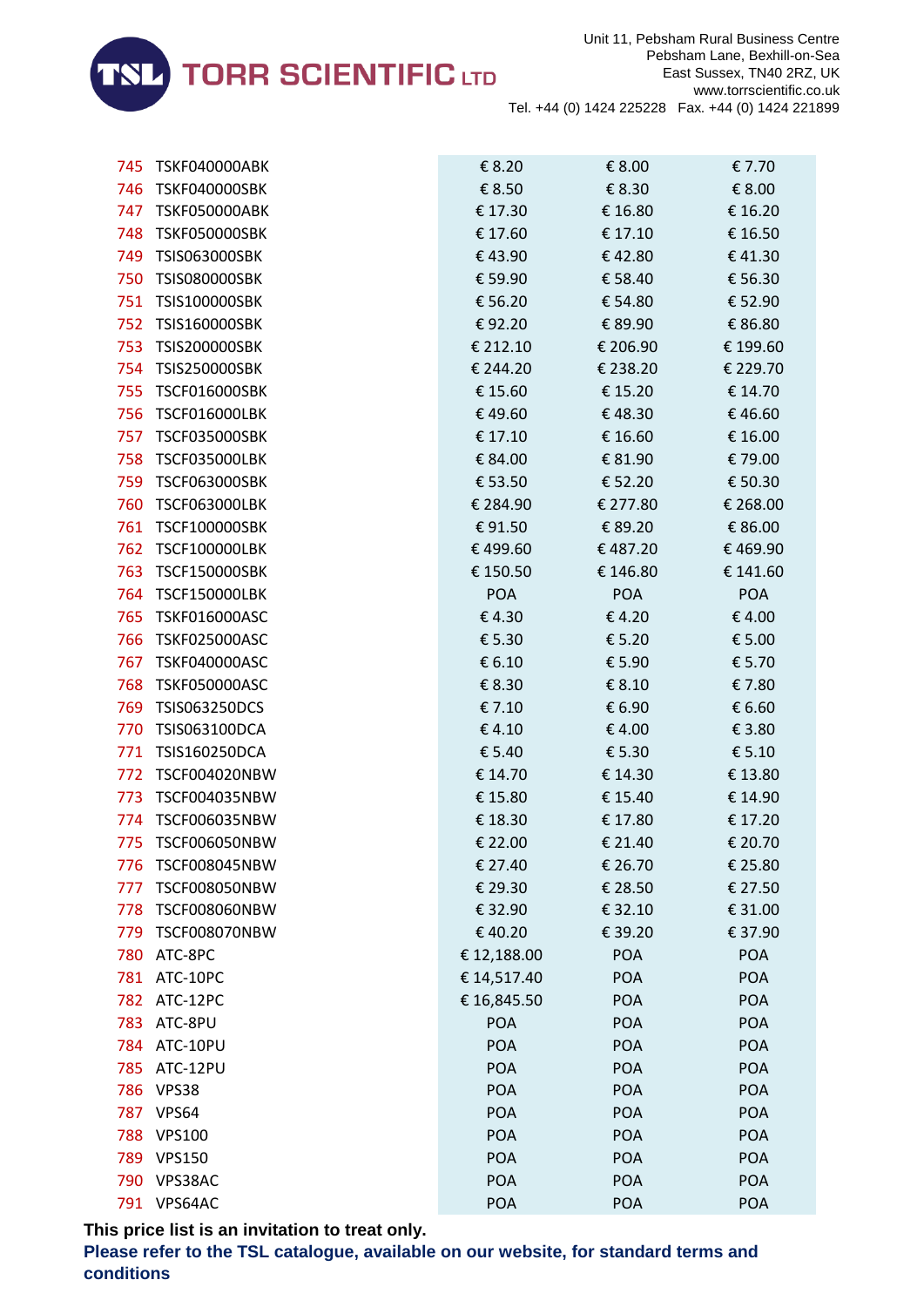| | | | | |
|---|---|---|---|---|
| 745 | TSKF040000ABK | € 8.20 | € 8.00 | € 7.70 |
| 746 | TSKF040000SBK | € 8.50 | € 8.30 | € 8.00 |
| 747 | TSKF050000ABK | € 17.30 | € 16.80 | € 16.20 |
| 748 | TSKF050000SBK | € 17.60 | € 17.10 | € 16.50 |
| 749 | TSIS063000SBK | € 43.90 | € 42.80 | € 41.30 |
| 750 | TSIS080000SBK | € 59.90 | € 58.40 | € 56.30 |
| 751 | TSIS100000SBK | € 56.20 | € 54.80 | € 52.90 |
| 752 | TSIS160000SBK | € 92.20 | € 89.90 | € 86.80 |
| 753 | TSIS200000SBK | € 212.10 | € 206.90 | € 199.60 |
| 754 | TSIS250000SBK | € 244.20 | € 238.20 | € 229.70 |
| 755 | TSCF016000SBK | € 15.60 | € 15.20 | € 14.70 |
| 756 | TSCF016000LBK | € 49.60 | € 48.30 | € 46.60 |
| 757 | TSCF035000SBK | € 17.10 | € 16.60 | € 16.00 |
| 758 | TSCF035000LBK | € 84.00 | € 81.90 | € 79.00 |
| 759 | TSCF063000SBK | € 53.50 | € 52.20 | € 50.30 |
| 760 | TSCF063000LBK | € 284.90 | € 277.80 | € 268.00 |
| 761 | TSCF100000SBK | € 91.50 | € 89.20 | € 86.00 |
| 762 | TSCF100000LBK | € 499.60 | € 487.20 | € 469.90 |
| 763 | TSCF150000SBK | € 150.50 | € 146.80 | € 141.60 |
| 764 | TSCF150000LBK | POA | POA | POA |
| 765 | TSKF016000ASC | € 4.30 | € 4.20 | € 4.00 |
| 766 | TSKF025000ASC | € 5.30 | € 5.20 | € 5.00 |
| 767 | TSKF040000ASC | € 6.10 | € 5.90 | € 5.70 |
| 768 | TSKF050000ASC | € 8.30 | € 8.10 | € 7.80 |
| 769 | TSIS063250DCS | € 7.10 | € 6.90 | € 6.60 |
| 770 | TSIS063100DCA | € 4.10 | € 4.00 | € 3.80 |
| 771 | TSIS160250DCA | € 5.40 | € 5.30 | € 5.10 |
| 772 | TSCF004020NBW | € 14.70 | € 14.30 | € 13.80 |
| 773 | TSCF004035NBW | € 15.80 | € 15.40 | € 14.90 |
| 774 | TSCF006035NBW | € 18.30 | € 17.80 | € 17.20 |
| 775 | TSCF006050NBW | € 22.00 | € 21.40 | € 20.70 |
| 776 | TSCF008045NBW | € 27.40 | € 26.70 | € 25.80 |
| 777 | TSCF008050NBW | € 29.30 | € 28.50 | € 27.50 |
| 778 | TSCF008060NBW | € 32.90 | € 32.10 | € 31.00 |
| 779 | TSCF008070NBW | € 40.20 | € 39.20 | € 37.90 |
| 780 | ATC-8PC | € 12,188.00 | POA | POA |
| 781 | ATC-10PC | € 14,517.40 | POA | POA |
| 782 | ATC-12PC | € 16,845.50 | POA | POA |
| 783 | ATC-8PU | POA | POA | POA |
| 784 | ATC-10PU | POA | POA | POA |
| 785 | ATC-12PU | POA | POA | POA |
| 786 | VPS38 | POA | POA | POA |
| 787 | VPS64 | POA | POA | POA |
| 788 | VPS100 | POA | POA | POA |
| 789 | VPS150 | POA | POA | POA |
| 790 | VPS38AC | POA | POA | POA |
| 791 | VPS64AC | POA | POA | POA |

**This price list is an invitation to treat only.**

**Please refer to the TSL catalogue, available on our website, for standard terms and conditions**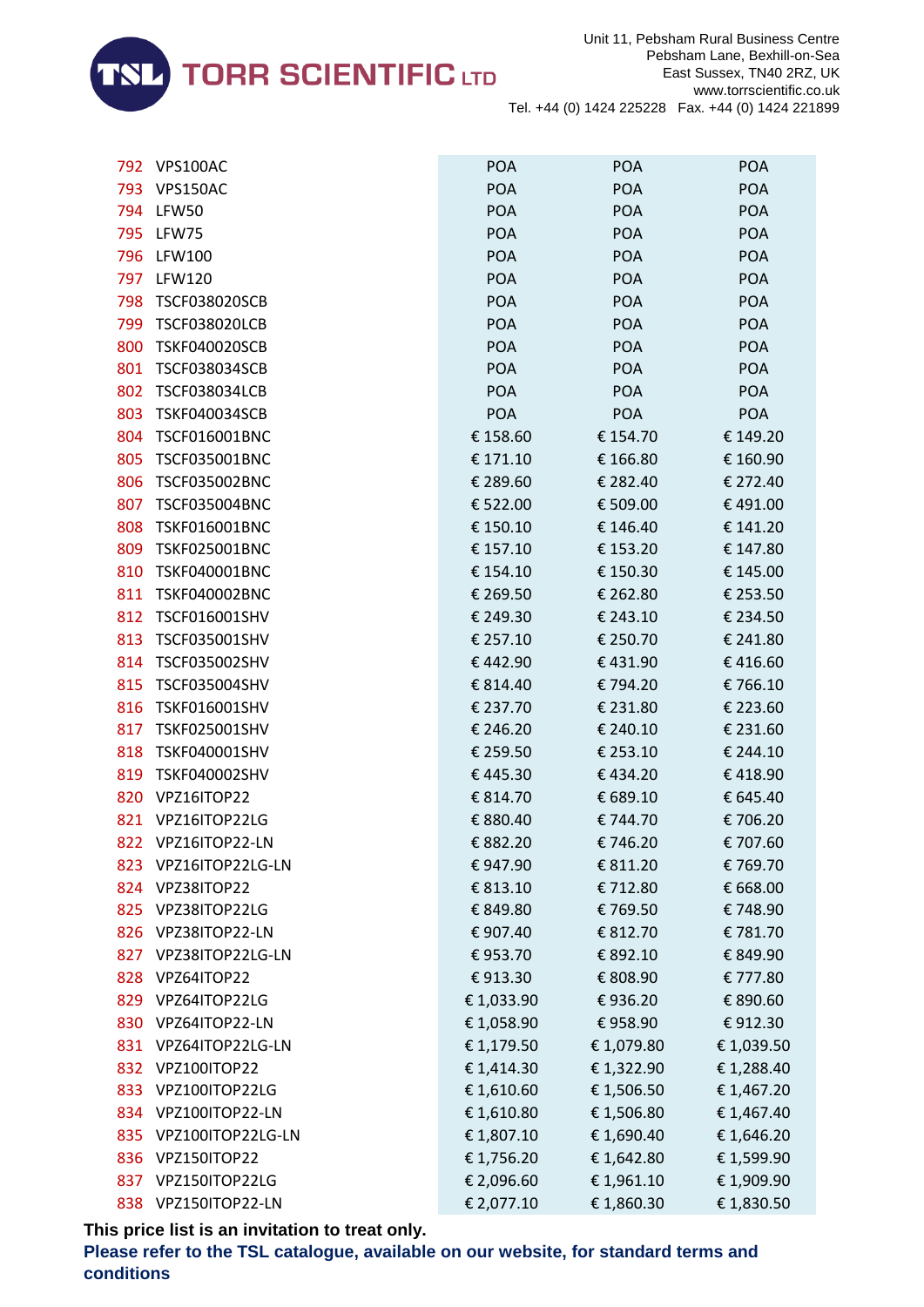| | | | | |
|---|---|---|---|---|
| 792 | VPS100AC | POA | POA | POA |
| 793 | VPS150AC | POA | POA | POA |
| 794 | LFW50 | POA | POA | POA |
| 795 | LFW75 | POA | POA | POA |
| 796 | LFW100 | POA | POA | POA |
| 797 | LFW120 | POA | POA | POA |
| 798 | TSCF038020SCB | POA | POA | POA |
| 799 | TSCF038020LCB | POA | POA | POA |
| 800 | TSKF040020SCB | POA | POA | POA |
| 801 | TSCF038034SCB | POA | POA | POA |
| 802 | TSCF038034LCB | POA | POA | POA |
| 803 | TSKF040034SCB | POA | POA | POA |
| 804 | TSCF016001BNC | € 158.60 | € 154.70 | € 149.20 |
| 805 | TSCF035001BNC | € 171.10 | € 166.80 | € 160.90 |
| 806 | TSCF035002BNC | € 289.60 | € 282.40 | € 272.40 |
| 807 | TSCF035004BNC | € 522.00 | € 509.00 | € 491.00 |
| 808 | TSKF016001BNC | € 150.10 | € 146.40 | € 141.20 |
| 809 | TSKF025001BNC | € 157.10 | € 153.20 | € 147.80 |
| 810 | TSKF040001BNC | € 154.10 | € 150.30 | € 145.00 |
| 811 | TSKF040002BNC | € 269.50 | € 262.80 | € 253.50 |
| 812 | TSCF016001SHV | € 249.30 | € 243.10 | € 234.50 |
| 813 | TSCF035001SHV | € 257.10 | € 250.70 | € 241.80 |
| 814 | TSCF035002SHV | € 442.90 | € 431.90 | € 416.60 |
| 815 | TSCF035004SHV | € 814.40 | € 794.20 | € 766.10 |
| 816 | TSKF016001SHV | € 237.70 | € 231.80 | € 223.60 |
| 817 | TSKF025001SHV | € 246.20 | € 240.10 | € 231.60 |
| 818 | TSKF040001SHV | € 259.50 | € 253.10 | € 244.10 |
| 819 | TSKF040002SHV | € 445.30 | € 434.20 | € 418.90 |
| 820 | VPZ16ITOP22 | € 814.70 | € 689.10 | € 645.40 |
| 821 | VPZ16ITOP22LG | € 880.40 | € 744.70 | € 706.20 |
| 822 | VPZ16ITOP22-LN | € 882.20 | € 746.20 | € 707.60 |
| 823 | VPZ16ITOP22LG-LN | € 947.90 | € 811.20 | € 769.70 |
| 824 | VPZ38ITOP22 | € 813.10 | € 712.80 | € 668.00 |
| 825 | VPZ38ITOP22LG | € 849.80 | € 769.50 | € 748.90 |
| 826 | VPZ38ITOP22-LN | € 907.40 | € 812.70 | € 781.70 |
| 827 | VPZ38ITOP22LG-LN | € 953.70 | € 892.10 | € 849.90 |
| 828 | VPZ64ITOP22 | € 913.30 | € 808.90 | € 777.80 |
| 829 | VPZ64ITOP22LG | € 1,033.90 | € 936.20 | € 890.60 |
| 830 | VPZ64ITOP22-LN | € 1,058.90 | € 958.90 | € 912.30 |
| 831 | VPZ64ITOP22LG-LN | € 1,179.50 | € 1,079.80 | € 1,039.50 |
| 832 | VPZ100ITOP22 | € 1,414.30 | € 1,322.90 | € 1,288.40 |
| 833 | VPZ100ITOP22LG | € 1,610.60 | € 1,506.50 | € 1,467.20 |
| 834 | VPZ100ITOP22-LN | € 1,610.80 | € 1,506.80 | € 1,467.40 |
| 835 | VPZ100ITOP22LG-LN | € 1,807.10 | € 1,690.40 | € 1,646.20 |
| 836 | VPZ150ITOP22 | € 1,756.20 | € 1,642.80 | € 1,599.90 |
| 837 | VPZ150ITOP22LG | € 2,096.60 | € 1,961.10 | € 1,909.90 |
| 838 | VPZ150ITOP22-LN | € 2,077.10 | € 1,860.30 | € 1,830.50 |

**This price list is an invitation to treat only.**

**Please refer to the TSL catalogue, available on our website, for standard terms and conditions**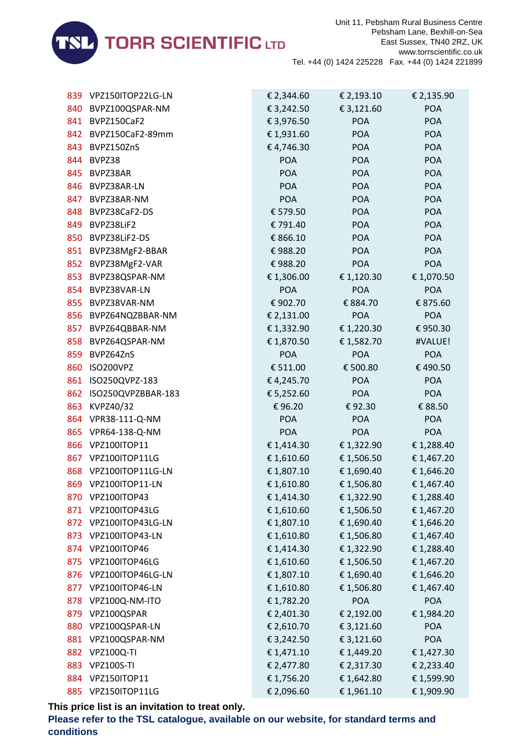| | | | | |
|---|---|---|---|---|
| 839 | VPZ150ITOP22LG-LN | € 2,344.60 | € 2,193.10 | € 2,135.90 |
| 840 | BVPZ100QSPAR-NM | € 3,242.50 | € 3,121.60 | POA |
| 841 | BVPZ150CaF2 | € 3,976.50 | POA | POA |
| 842 | BVPZ150CaF2-89mm | € 1,931.60 | POA | POA |
| 843 | BVPZ150ZnS | € 4,746.30 | POA | POA |
| 844 | BVPZ38 | POA | POA | POA |
| 845 | BVPZ38AR | POA | POA | POA |
| 846 | BVPZ38AR-LN | POA | POA | POA |
| 847 | BVPZ38AR-NM | POA | POA | POA |
| 848 | BVPZ38CaF2-DS | € 579.50 | POA | POA |
| 849 | BVPZ38LiF2 | € 791.40 | POA | POA |
| 850 | BVPZ38LiF2-DS | € 866.10 | POA | POA |
| 851 | BVPZ38MgF2-BBAR | € 988.20 | POA | POA |
| 852 | BVPZ38MgF2-VAR | € 988.20 | POA | POA |
| 853 | BVPZ38QSPAR-NM | € 1,306.00 | € 1,120.30 | € 1,070.50 |
| 854 | BVPZ38VAR-LN | POA | POA | POA |
| 855 | BVPZ38VAR-NM | € 902.70 | € 884.70 | € 875.60 |
| 856 | BVPZ64NQZBBAR-NM | € 2,131.00 | POA | POA |
| 857 | BVPZ64QBBAR-NM | € 1,332.90 | € 1,220.30 | € 950.30 |
| 858 | BVPZ64QSPAR-NM | € 1,870.50 | € 1,582.70 | #VALUE! |
| 859 | BVPZ64ZnS | POA | POA | POA |
| 860 | ISO200VPZ | € 511.00 | € 500.80 | € 490.50 |
| 861 | ISO250QVPZ-183 | € 4,245.70 | POA | POA |
| 862 | ISO250QVPZBBAR-183 | € 5,252.60 | POA | POA |
| 863 | KVPZ40/32 | € 96.20 | € 92.30 | € 88.50 |
| 864 | VPR38-111-Q-NM | POA | POA | POA |
| 865 | VPR64-138-Q-NM | POA | POA | POA |
| 866 | VPZ100ITOP11 | € 1,414.30 | € 1,322.90 | € 1,288.40 |
| 867 | VPZ100ITOP11LG | € 1,610.60 | € 1,506.50 | € 1,467.20 |
| 868 | VPZ100ITOP11LG-LN | € 1,807.10 | € 1,690.40 | € 1,646.20 |
| 869 | VPZ100ITOP11-LN | € 1,610.80 | € 1,506.80 | € 1,467.40 |
| 870 | VPZ100ITOP43 | € 1,414.30 | € 1,322.90 | € 1,288.40 |
| 871 | VPZ100ITOP43LG | € 1,610.60 | € 1,506.50 | € 1,467.20 |
| 872 | VPZ100ITOP43LG-LN | € 1,807.10 | € 1,690.40 | € 1,646.20 |
| 873 | VPZ100ITOP43-LN | € 1,610.80 | € 1,506.80 | € 1,467.40 |
| 874 | VPZ100ITOP46 | € 1,414.30 | € 1,322.90 | € 1,288.40 |
| 875 | VPZ100ITOP46LG | € 1,610.60 | € 1,506.50 | € 1,467.20 |
| 876 | VPZ100ITOP46LG-LN | € 1,807.10 | € 1,690.40 | € 1,646.20 |
| 877 | VPZ100ITOP46-LN | € 1,610.80 | € 1,506.80 | € 1,467.40 |
| 878 | VPZ100Q-NM-ITO | € 1,782.20 | POA | POA |
| 879 | VPZ100QSPAR | € 2,401.30 | € 2,192.00 | € 1,984.20 |
| 880 | VPZ100QSPAR-LN | € 2,610.70 | € 3,121.60 | POA |
| 881 | VPZ100QSPAR-NM | € 3,242.50 | € 3,121.60 | POA |
| 882 | VPZ100Q-TI | € 1,471.10 | € 1,449.20 | € 1,427.30 |
| 883 | VPZ100S-TI | € 2,477.80 | € 2,317.30 | € 2,233.40 |
| 884 | VPZ150ITOP11 | € 1,756.20 | € 1,642.80 | € 1,599.90 |
| 885 | VPZ150ITOP11LG | € 2,096.60 | € 1,961.10 | € 1,909.90 |

**This price list is an invitation to treat only.**

**Please refer to the TSL catalogue, available on our website, for standard terms and conditions**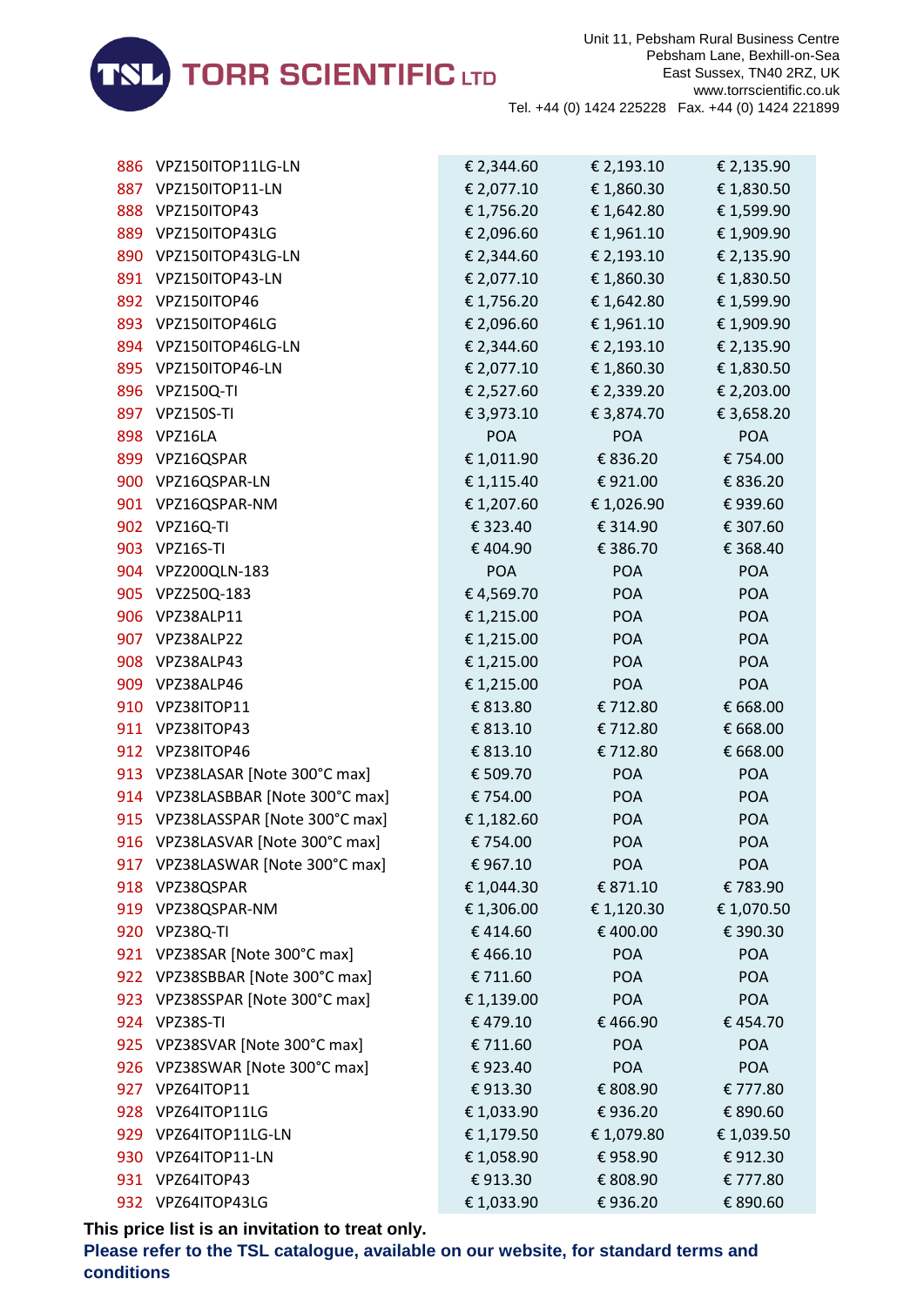| | | | | |
|---|---|---|---|---|
| 886 | VPZ150ITOP11LG-LN | € 2,344.60 | € 2,193.10 | € 2,135.90 |
| 887 | VPZ150ITOP11-LN | € 2,077.10 | € 1,860.30 | € 1,830.50 |
| 888 | VPZ150ITOP43 | € 1,756.20 | € 1,642.80 | € 1,599.90 |
| 889 | VPZ150ITOP43LG | € 2,096.60 | € 1,961.10 | € 1,909.90 |
| 890 | VPZ150ITOP43LG-LN | € 2,344.60 | € 2,193.10 | € 2,135.90 |
| 891 | VPZ150ITOP43-LN | € 2,077.10 | € 1,860.30 | € 1,830.50 |
| 892 | VPZ150ITOP46 | € 1,756.20 | € 1,642.80 | € 1,599.90 |
| 893 | VPZ150ITOP46LG | € 2,096.60 | € 1,961.10 | € 1,909.90 |
| 894 | VPZ150ITOP46LG-LN | € 2,344.60 | € 2,193.10 | € 2,135.90 |
| 895 | VPZ150ITOP46-LN | € 2,077.10 | € 1,860.30 | € 1,830.50 |
| 896 | VPZ150Q-TI | € 2,527.60 | € 2,339.20 | € 2,203.00 |
| 897 | VPZ150S-TI | € 3,973.10 | € 3,874.70 | € 3,658.20 |
| 898 | VPZ16LA | POA | POA | POA |
| 899 | VPZ16QSPAR | € 1,011.90 | € 836.20 | € 754.00 |
| 900 | VPZ16QSPAR-LN | € 1,115.40 | € 921.00 | € 836.20 |
| 901 | VPZ16QSPAR-NM | € 1,207.60 | € 1,026.90 | € 939.60 |
| 902 | VPZ16Q-TI | € 323.40 | € 314.90 | € 307.60 |
| 903 | VPZ16S-TI | € 404.90 | € 386.70 | € 368.40 |
| 904 | VPZ200QLN-183 | POA | POA | POA |
| 905 | VPZ250Q-183 | € 4,569.70 | POA | POA |
| 906 | VPZ38ALP11 | € 1,215.00 | POA | POA |
| 907 | VPZ38ALP22 | € 1,215.00 | POA | POA |
| 908 | VPZ38ALP43 | € 1,215.00 | POA | POA |
| 909 | VPZ38ALP46 | € 1,215.00 | POA | POA |
| 910 | VPZ38ITOP11 | € 813.80 | € 712.80 | € 668.00 |
| 911 | VPZ38ITOP43 | € 813.10 | € 712.80 | € 668.00 |
| 912 | VPZ38ITOP46 | € 813.10 | € 712.80 | € 668.00 |
| 913 | VPZ38LASAR [Note 300°C max] | € 509.70 | POA | POA |
| 914 | VPZ38LASBBAR [Note 300°C max] | € 754.00 | POA | POA |
| 915 | VPZ38LASSPAR [Note 300°C max] | € 1,182.60 | POA | POA |
| 916 | VPZ38LASVAR [Note 300°C max] | € 754.00 | POA | POA |
| 917 | VPZ38LASWAR [Note 300°C max] | € 967.10 | POA | POA |
| 918 | VPZ38QSPAR | € 1,044.30 | € 871.10 | € 783.90 |
| 919 | VPZ38QSPAR-NM | € 1,306.00 | € 1,120.30 | € 1,070.50 |
| 920 | VPZ38Q-TI | € 414.60 | € 400.00 | € 390.30 |
| 921 | VPZ38SAR [Note 300°C max] | € 466.10 | POA | POA |
| 922 | VPZ38SBBAR [Note 300°C max] | € 711.60 | POA | POA |
| 923 | VPZ38SSPAR [Note 300°C max] | € 1,139.00 | POA | POA |
| 924 | VPZ38S-TI | € 479.10 | € 466.90 | € 454.70 |
| 925 | VPZ38SVAR [Note 300°C max] | € 711.60 | POA | POA |
| 926 | VPZ38SWAR [Note 300°C max] | € 923.40 | POA | POA |
| 927 | VPZ64ITOP11 | € 913.30 | € 808.90 | € 777.80 |
| 928 | VPZ64ITOP11LG | € 1,033.90 | € 936.20 | € 890.60 |
| 929 | VPZ64ITOP11LG-LN | € 1,179.50 | € 1,079.80 | € 1,039.50 |
| 930 | VPZ64ITOP11-LN | € 1,058.90 | € 958.90 | € 912.30 |
| 931 | VPZ64ITOP43 | € 913.30 | € 808.90 | € 777.80 |
| 932 | VPZ64ITOP43LG | € 1,033.90 | € 936.20 | € 890.60 |

**This price list is an invitation to treat only.**

**Please refer to the TSL catalogue, available on our website, for standard terms and conditions**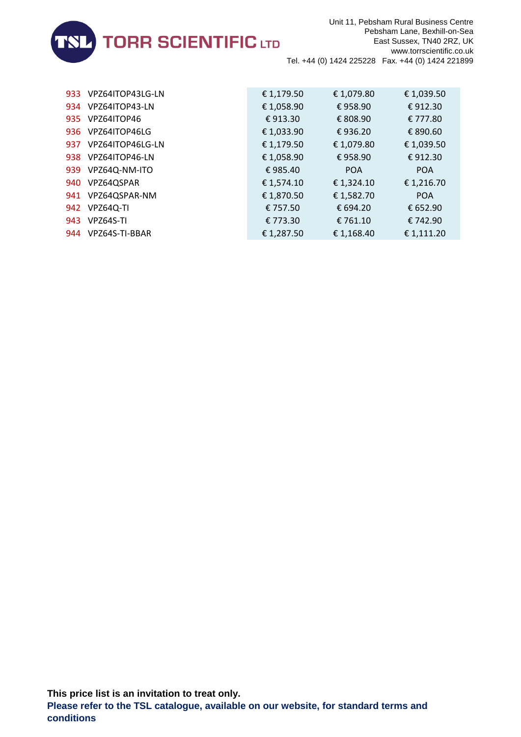| | | | | |
|---|---|---|---|---|
| 933 | VPZ64ITOP43LG-LN | € 1,179.50 | € 1,079.80 | € 1,039.50 |
| 934 | VPZ64ITOP43-LN | € 1,058.90 | € 958.90 | € 912.30 |
| 935 | VPZ64ITOP46 | € 913.30 | € 808.90 | € 777.80 |
| 936 | VPZ64ITOP46LG | € 1,033.90 | € 936.20 | € 890.60 |
| 937 | VPZ64ITOP46LG-LN | € 1,179.50 | € 1,079.80 | € 1,039.50 |
| 938 | VPZ64ITOP46-LN | € 1,058.90 | € 958.90 | € 912.30 |
| 939 | VPZ64Q-NM-ITO | € 985.40 | POA | POA |
| 940 | VPZ64QSPAR | € 1,574.10 | € 1,324.10 | € 1,216.70 |
| 941 | VPZ64QSPAR-NM | € 1,870.50 | € 1,582.70 | POA |
| 942 | VPZ64Q-TI | € 757.50 | € 694.20 | € 652.90 |
| 943 | VPZ64S-TI | € 773.30 | € 761.10 | € 742.90 |
| 944 | VPZ64S-TI-BBAR | € 1,287.50 | € 1,168.40 | € 1,111.20 |

**This price list is an invitation to treat only.**

**Please refer to the TSL catalogue, available on our website, for standard terms and conditions**